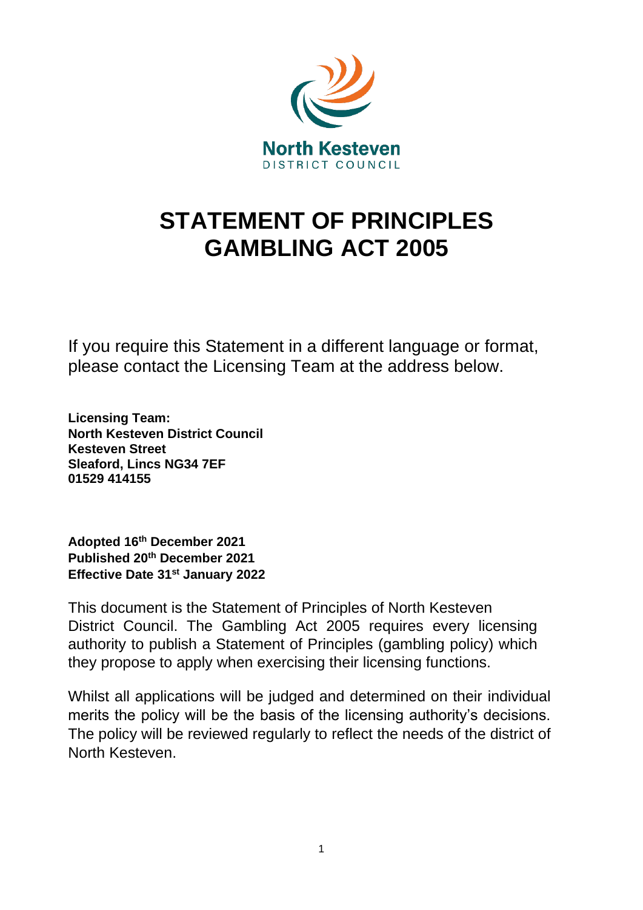North Kesteven
DISTRICT COUNCIL

# STATEMENT OF PRINCIPLES GAMBLING ACT 2005

If you require this Statement in a different language or format, please contact the Licensing Team at the address below.

**Licensing Team:**
**North Kesteven District Council**
**Kesteven Street**
**Sleaford, Lincs NG34 7EF**
**01529 414155**

**Adopted 16th December 2021**
**Published 20th December 2021**
**Effective Date 31st January 2022**

This document is the Statement of Principles of North Kesteven District Council. The Gambling Act 2005 requires every licensing authority to publish a Statement of Principles (gambling policy) which they propose to apply when exercising their licensing functions.

Whilst all applications will be judged and determined on their individual merits the policy will be the basis of the licensing authority's decisions. The policy will be reviewed regularly to reflect the needs of the district of North Kesteven.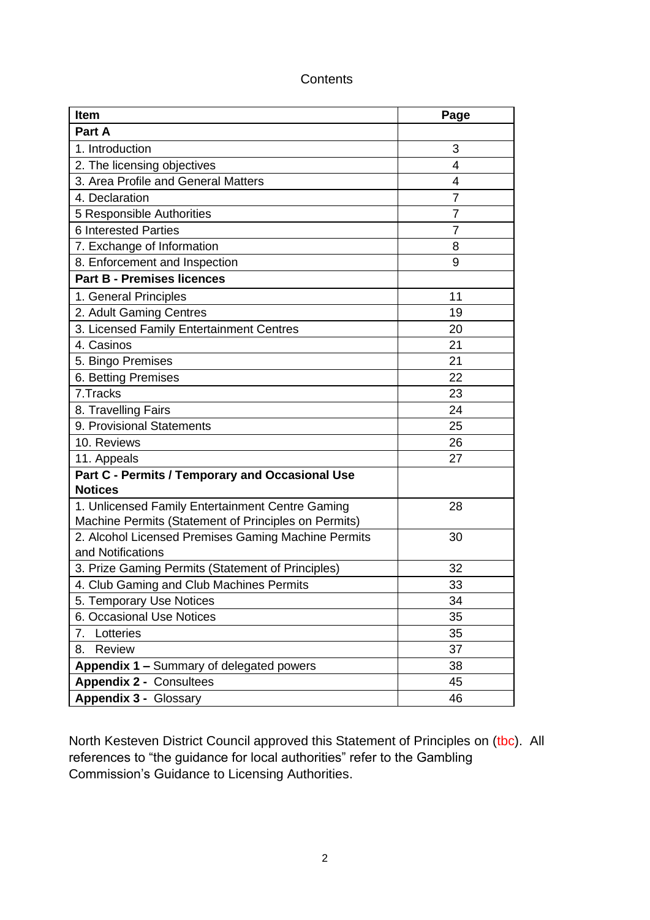Contents

| Item | Page |
| --- | --- |
| **Part A** | |
| 1. Introduction | 3 |
| 2. The licensing objectives | 4 |
| 3. Area Profile and General Matters | 4 |
| 4. Declaration | 7 |
| 5 Responsible Authorities | 7 |
| 6 Interested Parties | 7 |
| 7. Exchange of Information | 8 |
| 8. Enforcement and Inspection | 9 |
| **Part B - Premises licences** | |
| 1. General Principles | 11 |
| 2. Adult Gaming Centres | 19 |
| 3. Licensed Family Entertainment Centres | 20 |
| 4. Casinos | 21 |
| 5. Bingo Premises | 21 |
| 6. Betting Premises | 22 |
| 7.Tracks | 23 |
| 8. Travelling Fairs | 24 |
| 9. Provisional Statements | 25 |
| 10. Reviews | 26 |
| 11. Appeals | 27 |
| **Part C - Permits / Temporary and Occasional Use Notices** | |
| 1. Unlicensed Family Entertainment Centre Gaming Machine Permits (Statement of Principles on Permits) | 28 |
| 2. Alcohol Licensed Premises Gaming Machine Permits and Notifications | 30 |
| 3. Prize Gaming Permits (Statement of Principles) | 32 |
| 4. Club Gaming and Club Machines Permits | 33 |
| 5. Temporary Use Notices | 34 |
| 6. Occasional Use Notices | 35 |
| 7. Lotteries | 35 |
| 8. Review | 37 |
| **Appendix 1 –** Summary of delegated powers | 38 |
| **Appendix 2 -** Consultees | 45 |
| **Appendix 3 -** Glossary | 46 |

North Kesteven District Council approved this Statement of Principles on (tbc). All references to "the guidance for local authorities" refer to the Gambling Commission's Guidance to Licensing Authorities.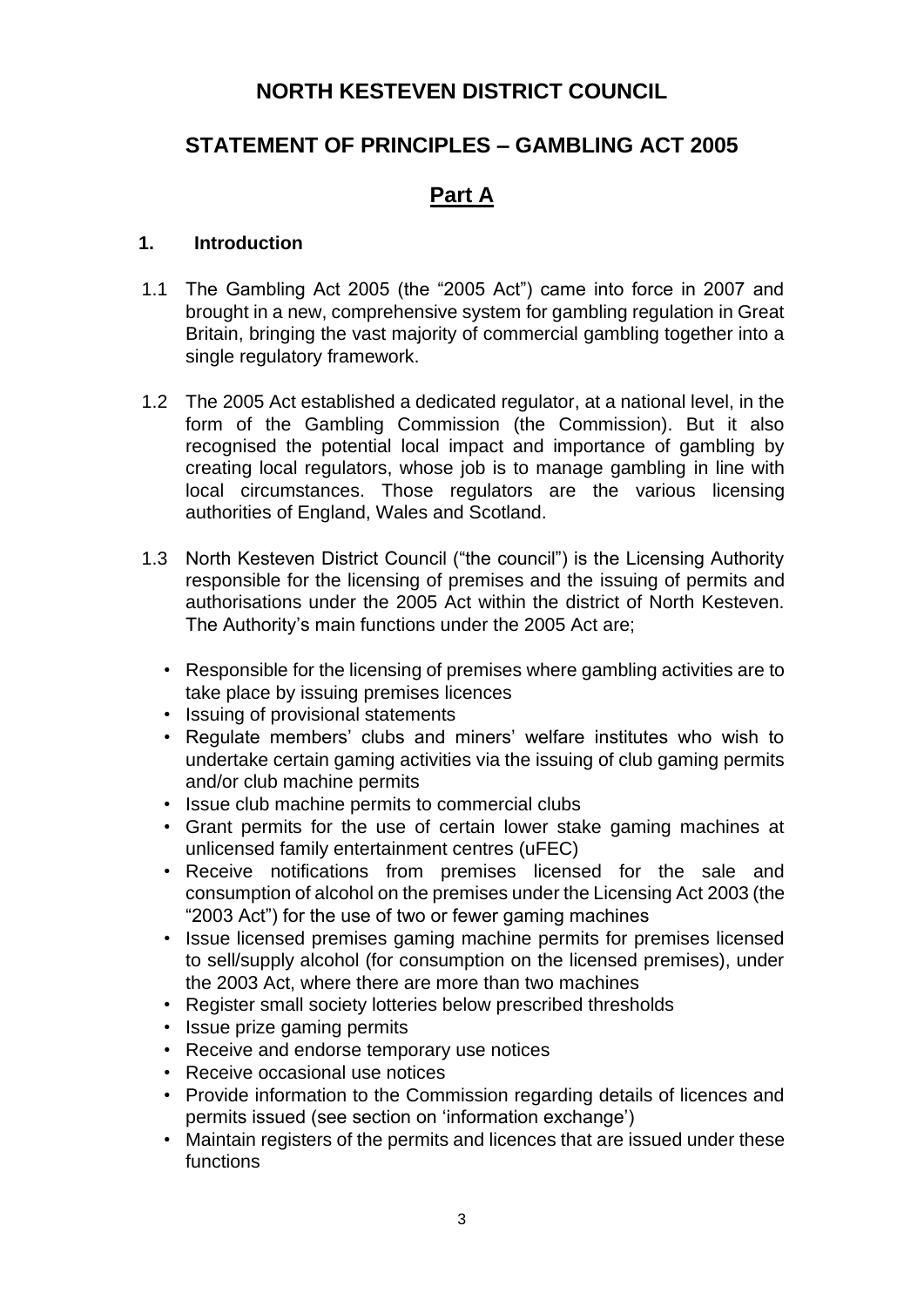# NORTH KESTEVEN DISTRICT COUNCIL

## STATEMENT OF PRINCIPLES – GAMBLING ACT 2005

## Part A

### 1. Introduction

1.1 The Gambling Act 2005 (the "2005 Act") came into force in 2007 and brought in a new, comprehensive system for gambling regulation in Great Britain, bringing the vast majority of commercial gambling together into a single regulatory framework.

1.2 The 2005 Act established a dedicated regulator, at a national level, in the form of the Gambling Commission (the Commission). But it also recognised the potential local impact and importance of gambling by creating local regulators, whose job is to manage gambling in line with local circumstances. Those regulators are the various licensing authorities of England, Wales and Scotland.

1.3 North Kesteven District Council ("the council") is the Licensing Authority responsible for the licensing of premises and the issuing of permits and authorisations under the 2005 Act within the district of North Kesteven. The Authority's main functions under the 2005 Act are;

- Responsible for the licensing of premises where gambling activities are to take place by issuing premises licences
- Issuing of provisional statements
- Regulate members' clubs and miners' welfare institutes who wish to undertake certain gaming activities via the issuing of club gaming permits and/or club machine permits
- Issue club machine permits to commercial clubs
- Grant permits for the use of certain lower stake gaming machines at unlicensed family entertainment centres (uFEC)
- Receive notifications from premises licensed for the sale and consumption of alcohol on the premises under the Licensing Act 2003 (the "2003 Act") for the use of two or fewer gaming machines
- Issue licensed premises gaming machine permits for premises licensed to sell/supply alcohol (for consumption on the licensed premises), under the 2003 Act, where there are more than two machines
- Register small society lotteries below prescribed thresholds
- Issue prize gaming permits
- Receive and endorse temporary use notices
- Receive occasional use notices
- Provide information to the Commission regarding details of licences and permits issued (see section on 'information exchange')
- Maintain registers of the permits and licences that are issued under these functions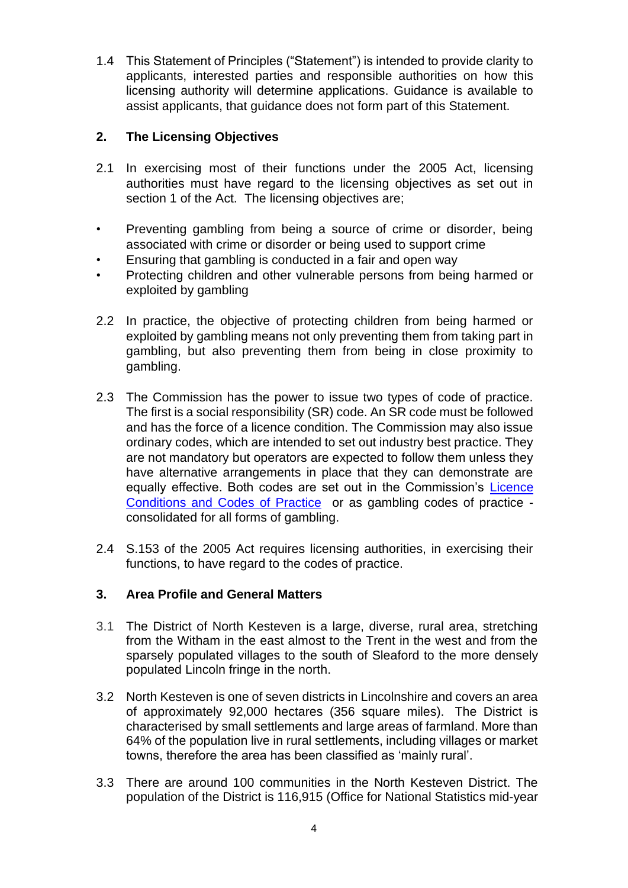1.4 This Statement of Principles ("Statement") is intended to provide clarity to applicants, interested parties and responsible authorities on how this licensing authority will determine applications. Guidance is available to assist applicants, that guidance does not form part of this Statement.

## 2. The Licensing Objectives

2.1 In exercising most of their functions under the 2005 Act, licensing authorities must have regard to the licensing objectives as set out in section 1 of the Act. The licensing objectives are;

- Preventing gambling from being a source of crime or disorder, being associated with crime or disorder or being used to support crime
- Ensuring that gambling is conducted in a fair and open way
- Protecting children and other vulnerable persons from being harmed or exploited by gambling

2.2 In practice, the objective of protecting children from being harmed or exploited by gambling means not only preventing them from taking part in gambling, but also preventing them from being in close proximity to gambling.

2.3 The Commission has the power to issue two types of code of practice. The first is a social responsibility (SR) code. An SR code must be followed and has the force of a licence condition. The Commission may also issue ordinary codes, which are intended to set out industry best practice. They are not mandatory but operators are expected to follow them unless they have alternative arrangements in place that they can demonstrate are equally effective. Both codes are set out in the Commission's Licence Conditions and Codes of Practice or as gambling codes of practice - consolidated for all forms of gambling.

2.4 S.153 of the 2005 Act requires licensing authorities, in exercising their functions, to have regard to the codes of practice.

## 3. Area Profile and General Matters

3.1 The District of North Kesteven is a large, diverse, rural area, stretching from the Witham in the east almost to the Trent in the west and from the sparsely populated villages to the south of Sleaford to the more densely populated Lincoln fringe in the north.

3.2 North Kesteven is one of seven districts in Lincolnshire and covers an area of approximately 92,000 hectares (356 square miles). The District is characterised by small settlements and large areas of farmland. More than 64% of the population live in rural settlements, including villages or market towns, therefore the area has been classified as 'mainly rural'.

3.3 There are around 100 communities in the North Kesteven District. The population of the District is 116,915 (Office for National Statistics mid-year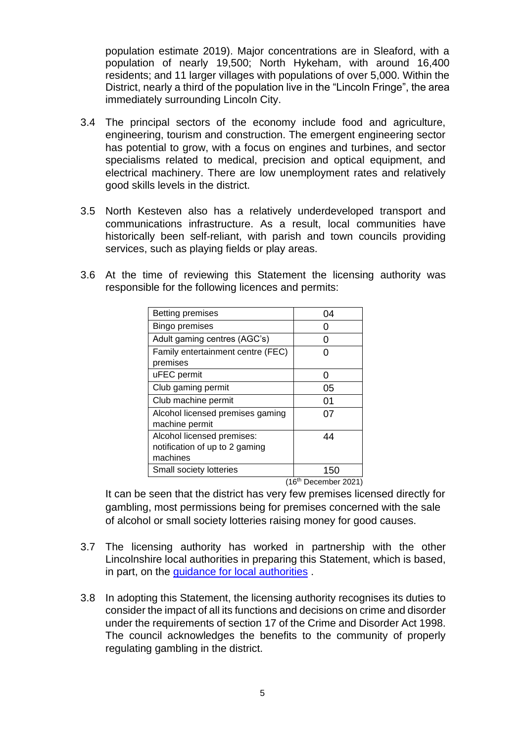population estimate 2019). Major concentrations are in Sleaford, with a population of nearly 19,500; North Hykeham, with around 16,400 residents; and 11 larger villages with populations of over 5,000. Within the District, nearly a third of the population live in the "Lincoln Fringe", the area immediately surrounding Lincoln City.

3.4 The principal sectors of the economy include food and agriculture, engineering, tourism and construction. The emergent engineering sector has potential to grow, with a focus on engines and turbines, and sector specialisms related to medical, precision and optical equipment, and electrical machinery. There are low unemployment rates and relatively good skills levels in the district.

3.5 North Kesteven also has a relatively underdeveloped transport and communications infrastructure. As a result, local communities have historically been self-reliant, with parish and town councils providing services, such as playing fields or play areas.

3.6 At the time of reviewing this Statement the licensing authority was responsible for the following licences and permits:

| | |
|---|---|
| Betting premises | 04 |
| Bingo premises | 0 |
| Adult gaming centres (AGC's) | 0 |
| Family entertainment centre (FEC) premises | 0 |
| uFEC permit | 0 |
| Club gaming permit | 05 |
| Club machine permit | 01 |
| Alcohol licensed premises gaming machine permit | 07 |
| Alcohol licensed premises: notification of up to 2 gaming machines | 44 |
| Small society lotteries | 150 |

(16th December 2021)

It can be seen that the district has very few premises licensed directly for gambling, most permissions being for premises concerned with the sale of alcohol or small society lotteries raising money for good causes.

3.7 The licensing authority has worked in partnership with the other Lincolnshire local authorities in preparing this Statement, which is based, in part, on the guidance for local authorities .

3.8 In adopting this Statement, the licensing authority recognises its duties to consider the impact of all its functions and decisions on crime and disorder under the requirements of section 17 of the Crime and Disorder Act 1998. The council acknowledges the benefits to the community of properly regulating gambling in the district.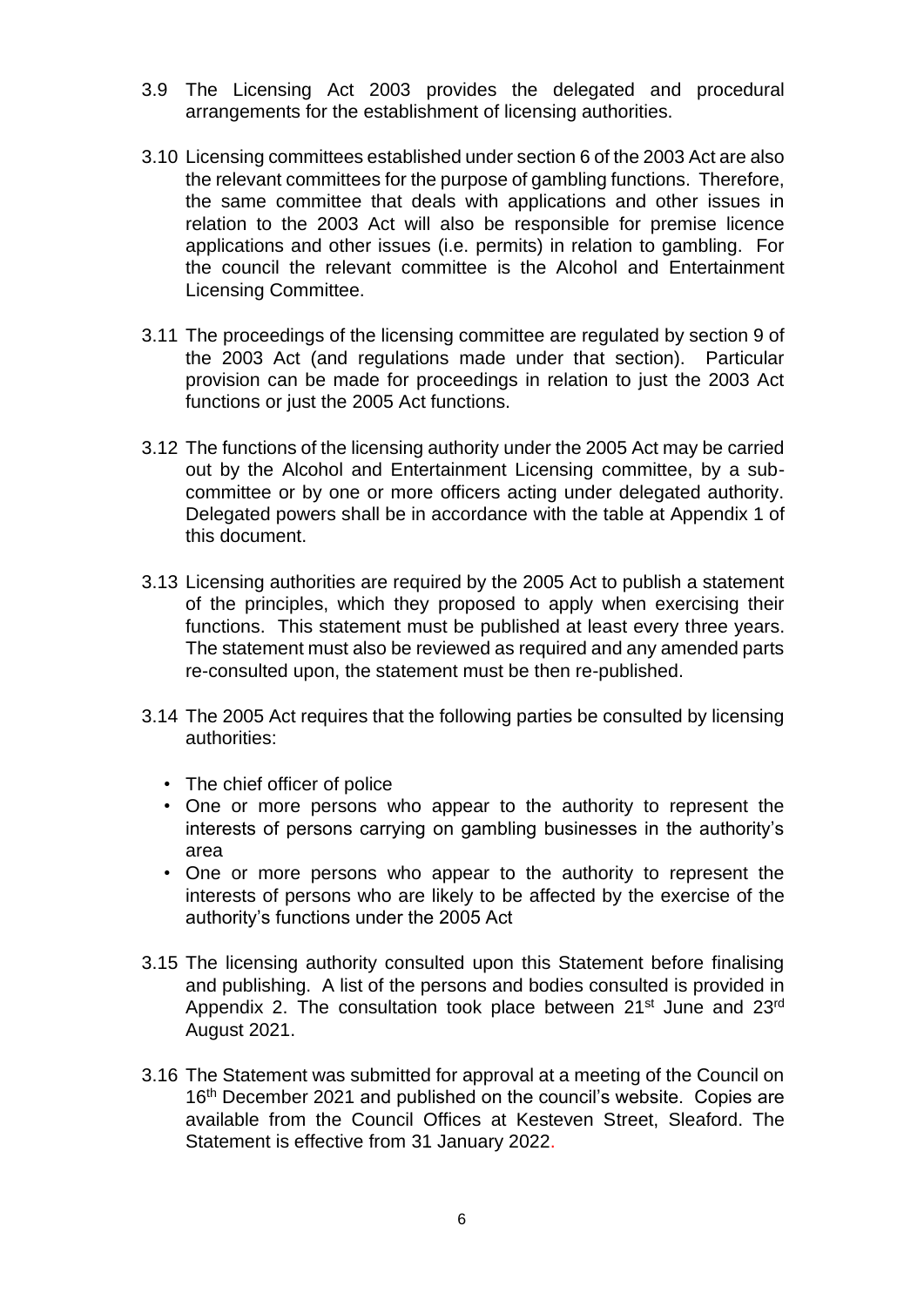3.9 The Licensing Act 2003 provides the delegated and procedural arrangements for the establishment of licensing authorities.

3.10 Licensing committees established under section 6 of the 2003 Act are also the relevant committees for the purpose of gambling functions. Therefore, the same committee that deals with applications and other issues in relation to the 2003 Act will also be responsible for premise licence applications and other issues (i.e. permits) in relation to gambling. For the council the relevant committee is the Alcohol and Entertainment Licensing Committee.

3.11 The proceedings of the licensing committee are regulated by section 9 of the 2003 Act (and regulations made under that section). Particular provision can be made for proceedings in relation to just the 2003 Act functions or just the 2005 Act functions.

3.12 The functions of the licensing authority under the 2005 Act may be carried out by the Alcohol and Entertainment Licensing committee, by a sub-committee or by one or more officers acting under delegated authority. Delegated powers shall be in accordance with the table at Appendix 1 of this document.

3.13 Licensing authorities are required by the 2005 Act to publish a statement of the principles, which they proposed to apply when exercising their functions. This statement must be published at least every three years. The statement must also be reviewed as required and any amended parts re-consulted upon, the statement must be then re-published.

3.14 The 2005 Act requires that the following parties be consulted by licensing authorities:

- The chief officer of police
- One or more persons who appear to the authority to represent the interests of persons carrying on gambling businesses in the authority's area
- One or more persons who appear to the authority to represent the interests of persons who are likely to be affected by the exercise of the authority's functions under the 2005 Act

3.15 The licensing authority consulted upon this Statement before finalising and publishing. A list of the persons and bodies consulted is provided in Appendix 2. The consultation took place between 21st June and 23rd August 2021.

3.16 The Statement was submitted for approval at a meeting of the Council on 16th December 2021 and published on the council's website. Copies are available from the Council Offices at Kesteven Street, Sleaford. The Statement is effective from 31 January 2022.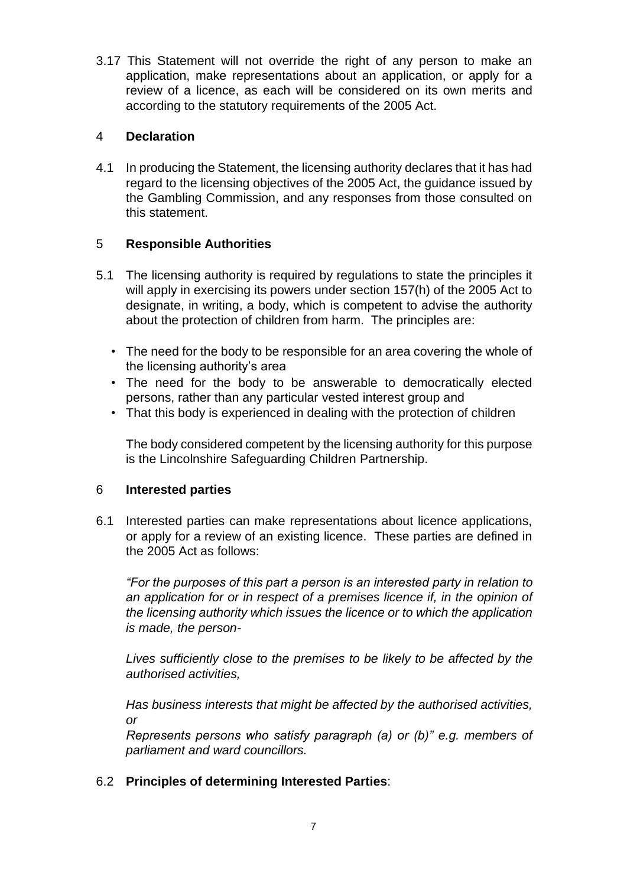3.17 This Statement will not override the right of any person to make an application, make representations about an application, or apply for a review of a licence, as each will be considered on its own merits and according to the statutory requirements of the 2005 Act.

## 4 **Declaration**

4.1 In producing the Statement, the licensing authority declares that it has had regard to the licensing objectives of the 2005 Act, the guidance issued by the Gambling Commission, and any responses from those consulted on this statement.

## 5 **Responsible Authorities**

5.1 The licensing authority is required by regulations to state the principles it will apply in exercising its powers under section 157(h) of the 2005 Act to designate, in writing, a body, which is competent to advise the authority about the protection of children from harm. The principles are:

- The need for the body to be responsible for an area covering the whole of the licensing authority's area
- The need for the body to be answerable to democratically elected persons, rather than any particular vested interest group and
- That this body is experienced in dealing with the protection of children

The body considered competent by the licensing authority for this purpose is the Lincolnshire Safeguarding Children Partnership.

## 6 **Interested parties**

6.1 Interested parties can make representations about licence applications, or apply for a review of an existing licence. These parties are defined in the 2005 Act as follows:

*"For the purposes of this part a person is an interested party in relation to an application for or in respect of a premises licence if, in the opinion of the licensing authority which issues the licence or to which the application is made, the person-*

*Lives sufficiently close to the premises to be likely to be affected by the authorised activities,*

*Has business interests that might be affected by the authorised activities, or*

*Represents persons who satisfy paragraph (a) or (b)" e.g. members of parliament and ward councillors.*

6.2 **Principles of determining Interested Parties**: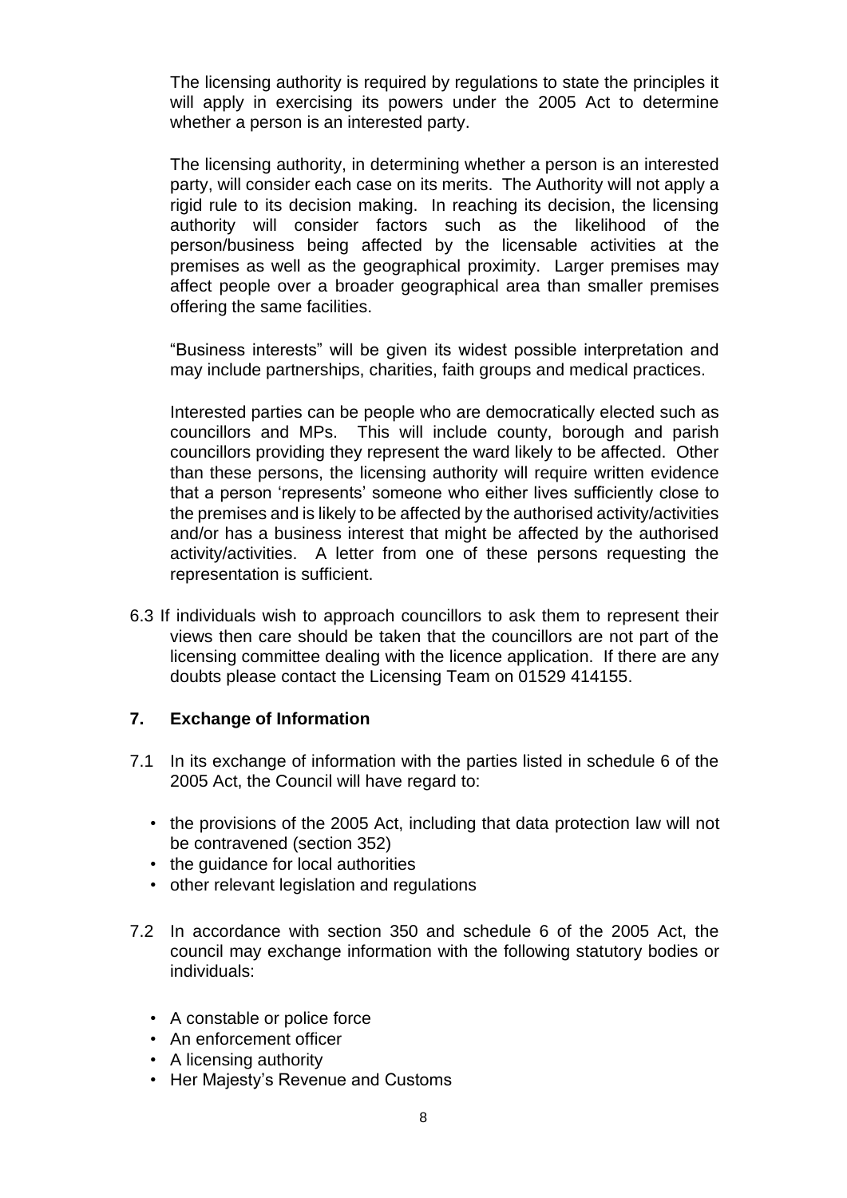The licensing authority is required by regulations to state the principles it will apply in exercising its powers under the 2005 Act to determine whether a person is an interested party.

The licensing authority, in determining whether a person is an interested party, will consider each case on its merits. The Authority will not apply a rigid rule to its decision making. In reaching its decision, the licensing authority will consider factors such as the likelihood of the person/business being affected by the licensable activities at the premises as well as the geographical proximity. Larger premises may affect people over a broader geographical area than smaller premises offering the same facilities.

"Business interests" will be given its widest possible interpretation and may include partnerships, charities, faith groups and medical practices.

Interested parties can be people who are democratically elected such as councillors and MPs. This will include county, borough and parish councillors providing they represent the ward likely to be affected. Other than these persons, the licensing authority will require written evidence that a person 'represents' someone who either lives sufficiently close to the premises and is likely to be affected by the authorised activity/activities and/or has a business interest that might be affected by the authorised activity/activities. A letter from one of these persons requesting the representation is sufficient.

6.3 If individuals wish to approach councillors to ask them to represent their views then care should be taken that the councillors are not part of the licensing committee dealing with the licence application. If there are any doubts please contact the Licensing Team on 01529 414155.

## 7. Exchange of Information

7.1 In its exchange of information with the parties listed in schedule 6 of the 2005 Act, the Council will have regard to:

- the provisions of the 2005 Act, including that data protection law will not be contravened (section 352)
- the guidance for local authorities
- other relevant legislation and regulations

7.2 In accordance with section 350 and schedule 6 of the 2005 Act, the council may exchange information with the following statutory bodies or individuals:

- A constable or police force
- An enforcement officer
- A licensing authority
- Her Majesty's Revenue and Customs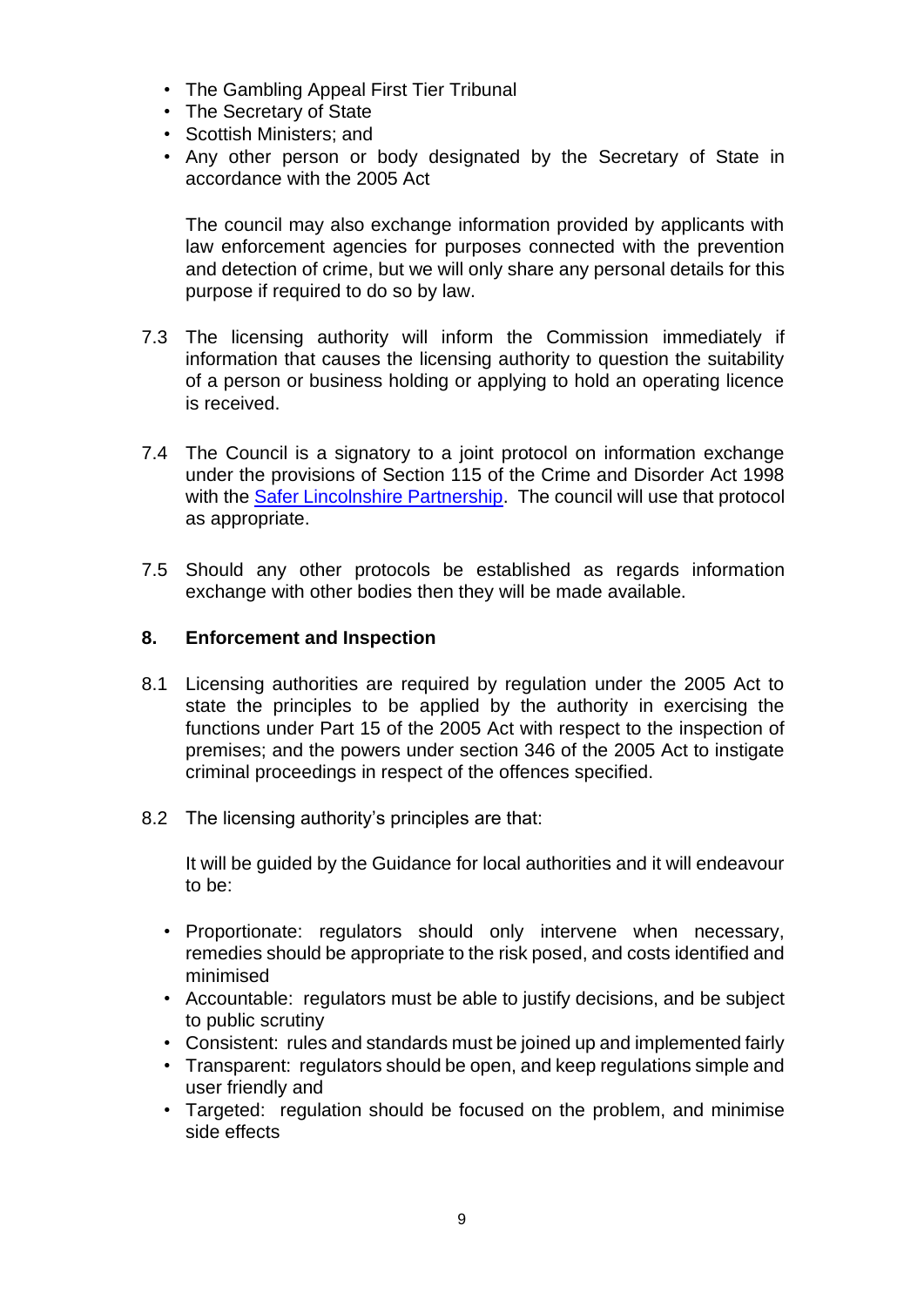- The Gambling Appeal First Tier Tribunal
- The Secretary of State
- Scottish Ministers; and
- Any other person or body designated by the Secretary of State in accordance with the 2005 Act

The council may also exchange information provided by applicants with law enforcement agencies for purposes connected with the prevention and detection of crime, but we will only share any personal details for this purpose if required to do so by law.

7.3 The licensing authority will inform the Commission immediately if information that causes the licensing authority to question the suitability of a person or business holding or applying to hold an operating licence is received.

7.4 The Council is a signatory to a joint protocol on information exchange under the provisions of Section 115 of the Crime and Disorder Act 1998 with the Safer Lincolnshire Partnership. The council will use that protocol as appropriate.

7.5 Should any other protocols be established as regards information exchange with other bodies then they will be made available.

## 8. Enforcement and Inspection

8.1 Licensing authorities are required by regulation under the 2005 Act to state the principles to be applied by the authority in exercising the functions under Part 15 of the 2005 Act with respect to the inspection of premises; and the powers under section 346 of the 2005 Act to instigate criminal proceedings in respect of the offences specified.

8.2 The licensing authority's principles are that:

It will be guided by the Guidance for local authorities and it will endeavour to be:

- Proportionate: regulators should only intervene when necessary, remedies should be appropriate to the risk posed, and costs identified and minimised
- Accountable: regulators must be able to justify decisions, and be subject to public scrutiny
- Consistent: rules and standards must be joined up and implemented fairly
- Transparent: regulators should be open, and keep regulations simple and user friendly and
- Targeted: regulation should be focused on the problem, and minimise side effects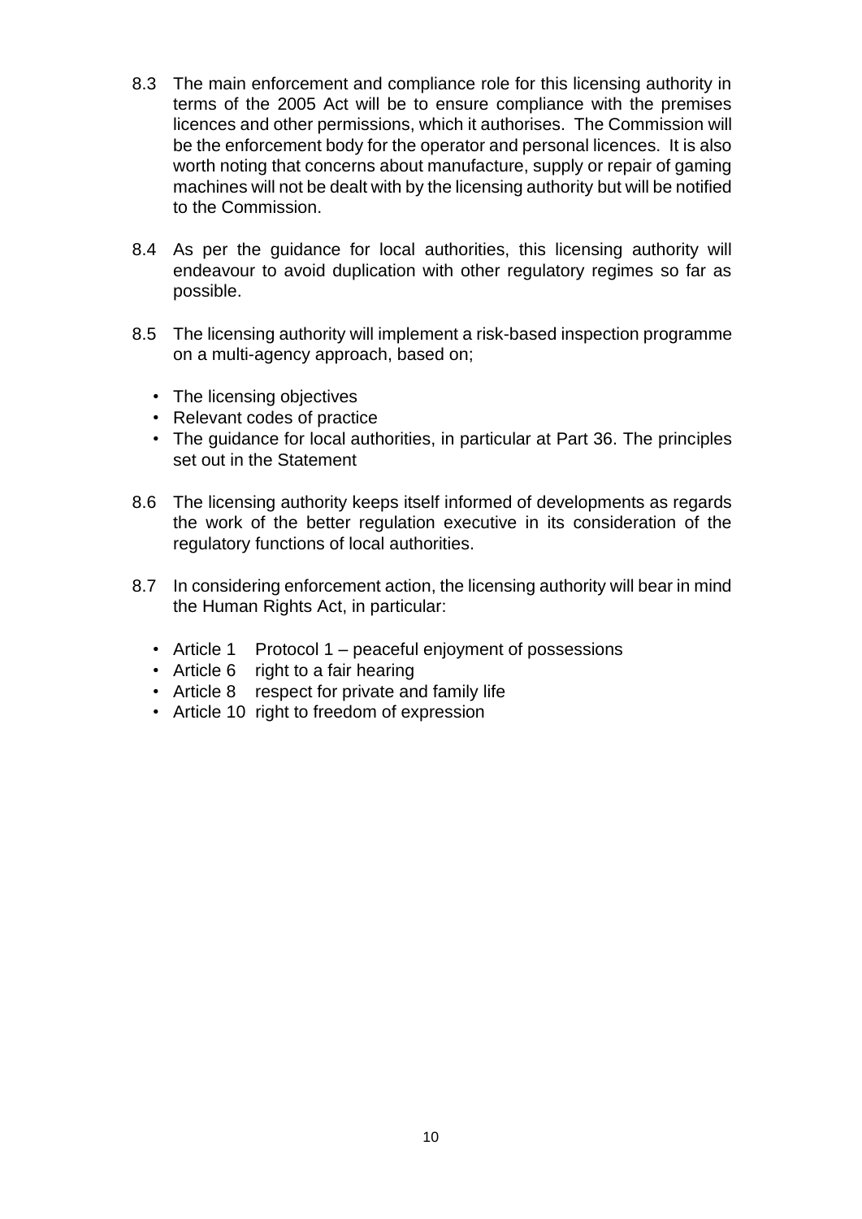8.3 The main enforcement and compliance role for this licensing authority in terms of the 2005 Act will be to ensure compliance with the premises licences and other permissions, which it authorises. The Commission will be the enforcement body for the operator and personal licences. It is also worth noting that concerns about manufacture, supply or repair of gaming machines will not be dealt with by the licensing authority but will be notified to the Commission.

8.4 As per the guidance for local authorities, this licensing authority will endeavour to avoid duplication with other regulatory regimes so far as possible.

8.5 The licensing authority will implement a risk-based inspection programme on a multi-agency approach, based on;

- The licensing objectives
- Relevant codes of practice
- The guidance for local authorities, in particular at Part 36. The principles set out in the Statement

8.6 The licensing authority keeps itself informed of developments as regards the work of the better regulation executive in its consideration of the regulatory functions of local authorities.

8.7 In considering enforcement action, the licensing authority will bear in mind the Human Rights Act, in particular:

- Article 1 Protocol 1 – peaceful enjoyment of possessions
- Article 6 right to a fair hearing
- Article 8 respect for private and family life
- Article 10 right to freedom of expression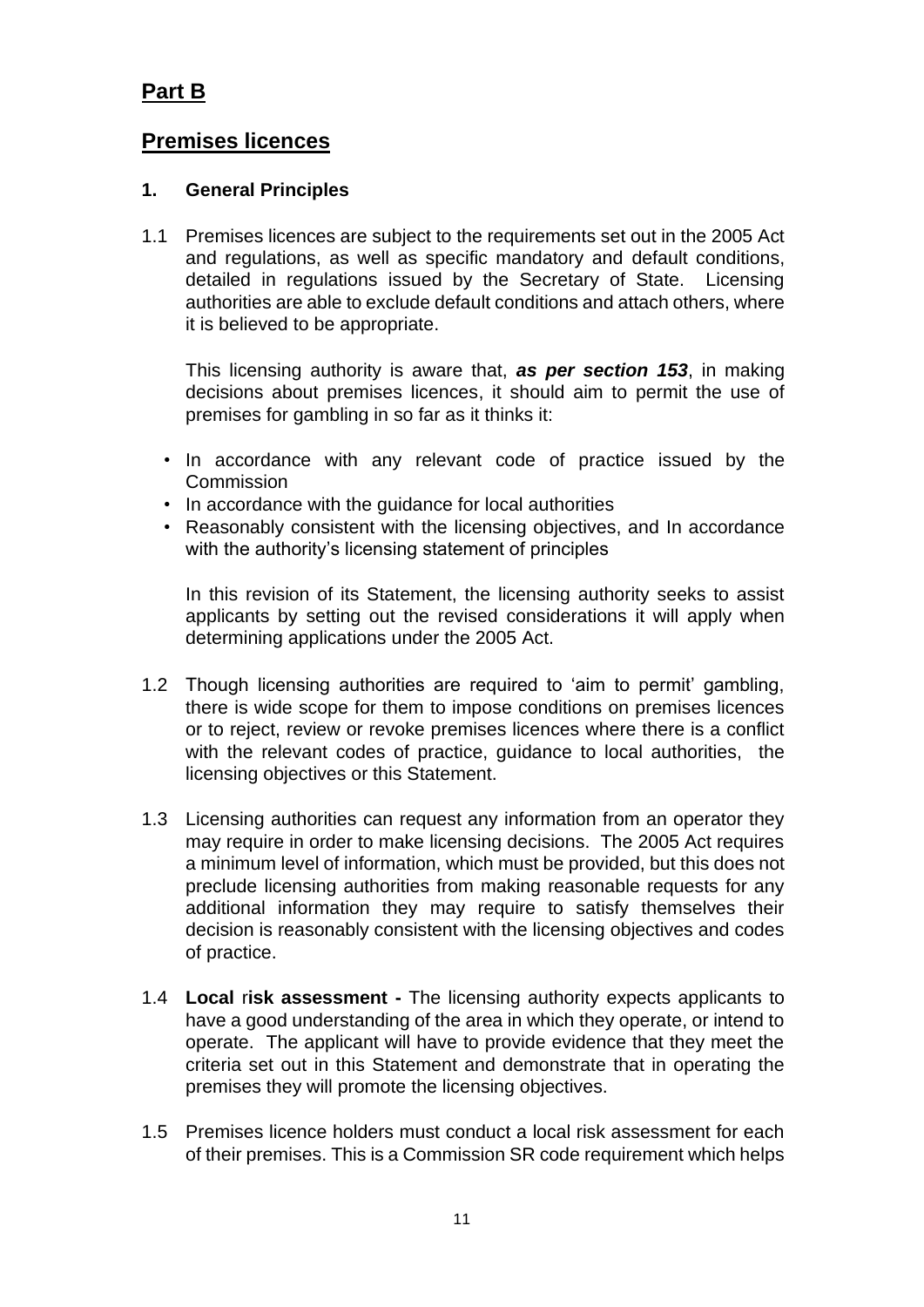## Part B

## Premises licences

### 1. General Principles

1.1 Premises licences are subject to the requirements set out in the 2005 Act and regulations, as well as specific mandatory and default conditions, detailed in regulations issued by the Secretary of State. Licensing authorities are able to exclude default conditions and attach others, where it is believed to be appropriate.

This licensing authority is aware that, ***as per section 153***, in making decisions about premises licences, it should aim to permit the use of premises for gambling in so far as it thinks it:

- In accordance with any relevant code of practice issued by the Commission
- In accordance with the guidance for local authorities
- Reasonably consistent with the licensing objectives, and In accordance with the authority's licensing statement of principles

In this revision of its Statement, the licensing authority seeks to assist applicants by setting out the revised considerations it will apply when determining applications under the 2005 Act.

1.2 Though licensing authorities are required to 'aim to permit' gambling, there is wide scope for them to impose conditions on premises licences or to reject, review or revoke premises licences where there is a conflict with the relevant codes of practice, guidance to local authorities, the licensing objectives or this Statement.

1.3 Licensing authorities can request any information from an operator they may require in order to make licensing decisions. The 2005 Act requires a minimum level of information, which must be provided, but this does not preclude licensing authorities from making reasonable requests for any additional information they may require to satisfy themselves their decision is reasonably consistent with the licensing objectives and codes of practice.

1.4 **Local risk assessment -** The licensing authority expects applicants to have a good understanding of the area in which they operate, or intend to operate. The applicant will have to provide evidence that they meet the criteria set out in this Statement and demonstrate that in operating the premises they will promote the licensing objectives.

1.5 Premises licence holders must conduct a local risk assessment for each of their premises. This is a Commission SR code requirement which helps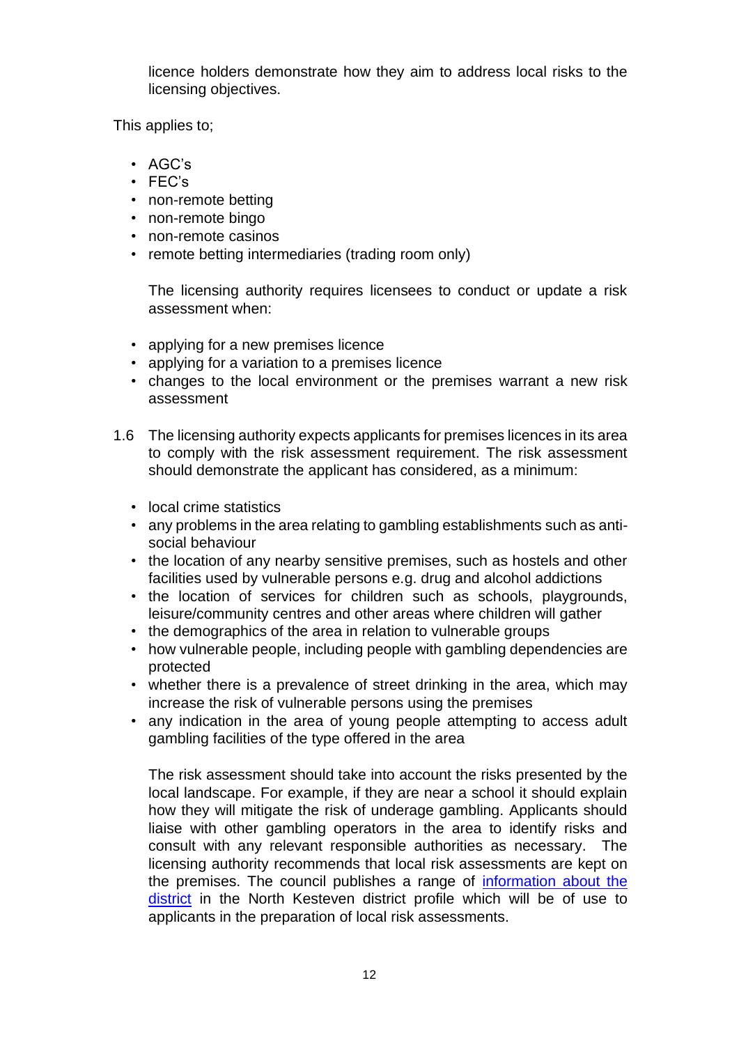licence holders demonstrate how they aim to address local risks to the licensing objectives.

This applies to;

- AGC's
- FEC's
- non-remote betting
- non-remote bingo
- non-remote casinos
- remote betting intermediaries (trading room only)

The licensing authority requires licensees to conduct or update a risk assessment when:

- applying for a new premises licence
- applying for a variation to a premises licence
- changes to the local environment or the premises warrant a new risk assessment

1.6 The licensing authority expects applicants for premises licences in its area to comply with the risk assessment requirement. The risk assessment should demonstrate the applicant has considered, as a minimum:

- local crime statistics
- any problems in the area relating to gambling establishments such as anti-social behaviour
- the location of any nearby sensitive premises, such as hostels and other facilities used by vulnerable persons e.g. drug and alcohol addictions
- the location of services for children such as schools, playgrounds, leisure/community centres and other areas where children will gather
- the demographics of the area in relation to vulnerable groups
- how vulnerable people, including people with gambling dependencies are protected
- whether there is a prevalence of street drinking in the area, which may increase the risk of vulnerable persons using the premises
- any indication in the area of young people attempting to access adult gambling facilities of the type offered in the area

The risk assessment should take into account the risks presented by the local landscape. For example, if they are near a school it should explain how they will mitigate the risk of underage gambling. Applicants should liaise with other gambling operators in the area to identify risks and consult with any relevant responsible authorities as necessary. The licensing authority recommends that local risk assessments are kept on the premises. The council publishes a range of [information about the district](#) in the North Kesteven district profile which will be of use to applicants in the preparation of local risk assessments.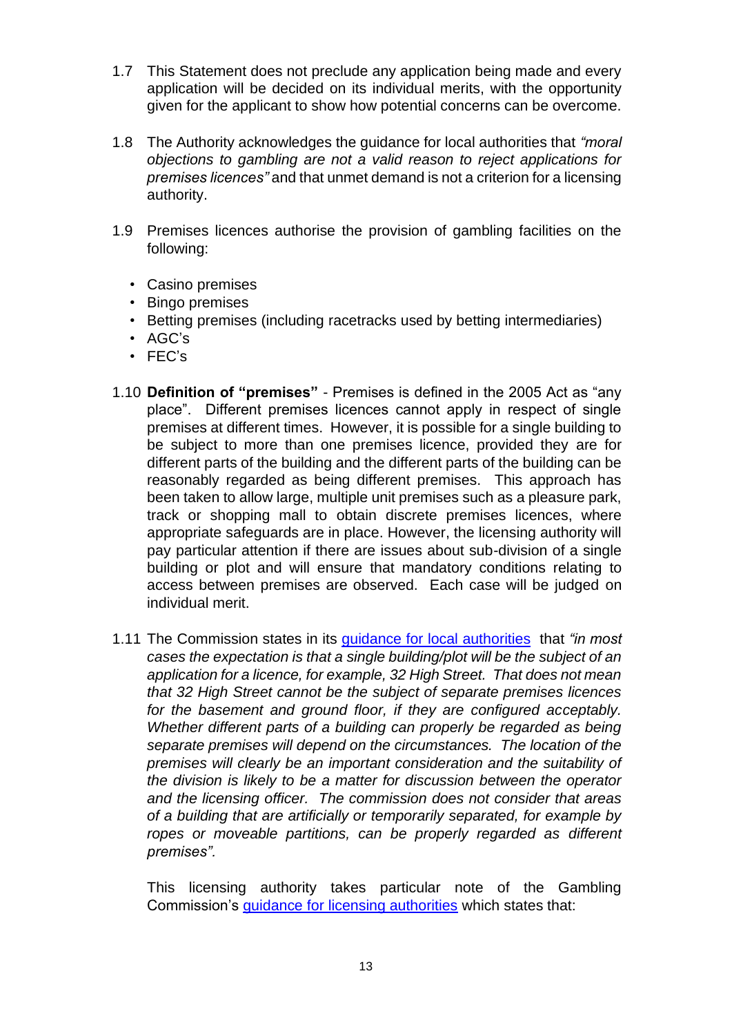1.7 This Statement does not preclude any application being made and every application will be decided on its individual merits, with the opportunity given for the applicant to show how potential concerns can be overcome.

1.8 The Authority acknowledges the guidance for local authorities that *"moral objections to gambling are not a valid reason to reject applications for premises licences"* and that unmet demand is not a criterion for a licensing authority.

1.9 Premises licences authorise the provision of gambling facilities on the following:

- Casino premises
- Bingo premises
- Betting premises (including racetracks used by betting intermediaries)
- AGC's
- FEC's

1.10 **Definition of "premises"** - Premises is defined in the 2005 Act as "any place". Different premises licences cannot apply in respect of single premises at different times. However, it is possible for a single building to be subject to more than one premises licence, provided they are for different parts of the building and the different parts of the building can be reasonably regarded as being different premises. This approach has been taken to allow large, multiple unit premises such as a pleasure park, track or shopping mall to obtain discrete premises licences, where appropriate safeguards are in place. However, the licensing authority will pay particular attention if there are issues about sub-division of a single building or plot and will ensure that mandatory conditions relating to access between premises are observed. Each case will be judged on individual merit.

1.11 The Commission states in its guidance for local authorities that *"in most cases the expectation is that a single building/plot will be the subject of an application for a licence, for example, 32 High Street. That does not mean that 32 High Street cannot be the subject of separate premises licences for the basement and ground floor, if they are configured acceptably. Whether different parts of a building can properly be regarded as being separate premises will depend on the circumstances. The location of the premises will clearly be an important consideration and the suitability of the division is likely to be a matter for discussion between the operator and the licensing officer. The commission does not consider that areas of a building that are artificially or temporarily separated, for example by ropes or moveable partitions, can be properly regarded as different premises".*

This licensing authority takes particular note of the Gambling Commission's guidance for licensing authorities which states that: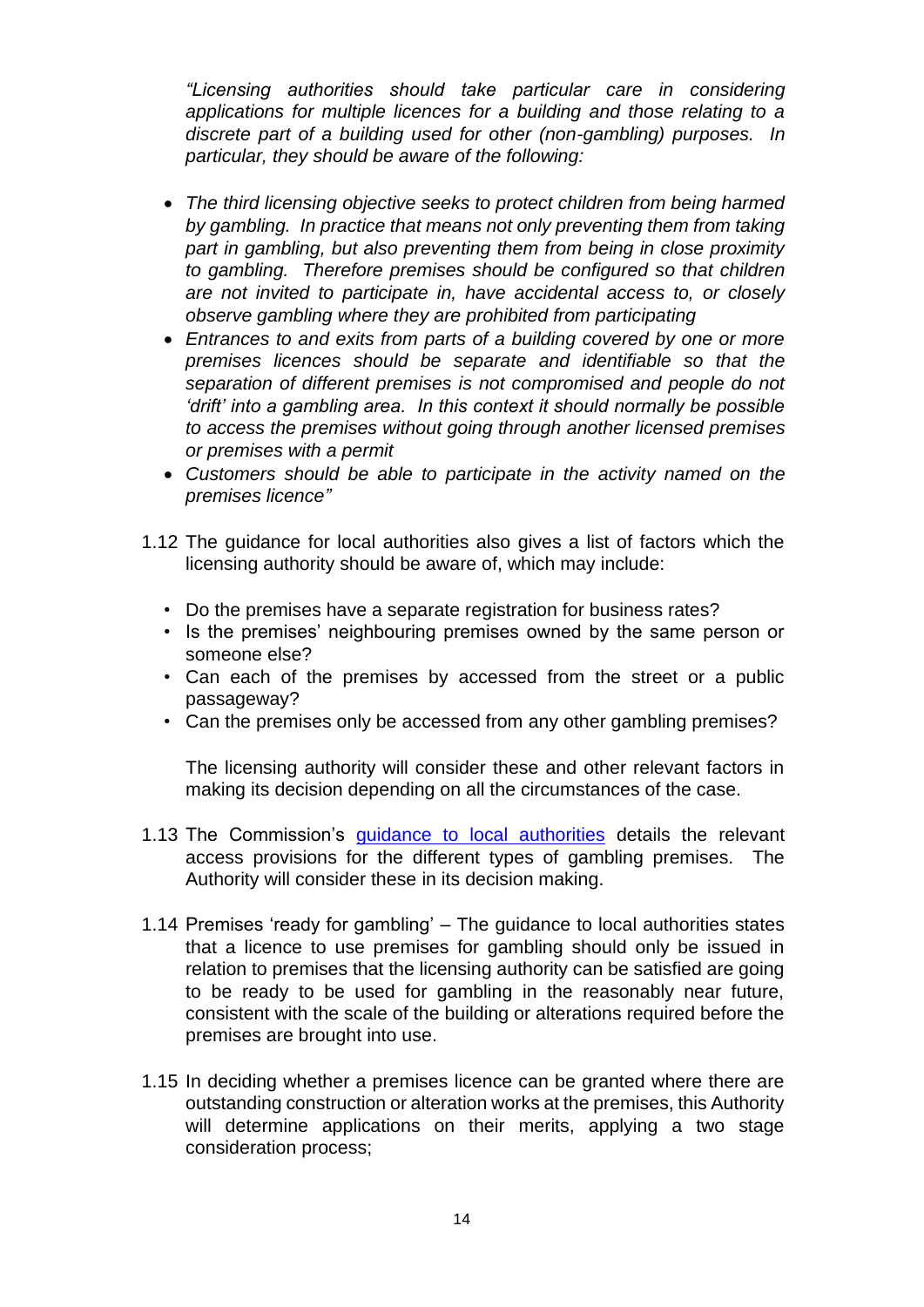*"Licensing authorities should take particular care in considering applications for multiple licences for a building and those relating to a discrete part of a building used for other (non-gambling) purposes. In particular, they should be aware of the following:*

- *The third licensing objective seeks to protect children from being harmed by gambling. In practice that means not only preventing them from taking part in gambling, but also preventing them from being in close proximity to gambling. Therefore premises should be configured so that children are not invited to participate in, have accidental access to, or closely observe gambling where they are prohibited from participating*
- *Entrances to and exits from parts of a building covered by one or more premises licences should be separate and identifiable so that the separation of different premises is not compromised and people do not 'drift' into a gambling area. In this context it should normally be possible to access the premises without going through another licensed premises or premises with a permit*
- *Customers should be able to participate in the activity named on the premises licence"*

1.12 The guidance for local authorities also gives a list of factors which the licensing authority should be aware of, which may include:

- Do the premises have a separate registration for business rates?
- Is the premises' neighbouring premises owned by the same person or someone else?
- Can each of the premises by accessed from the street or a public passageway?
- Can the premises only be accessed from any other gambling premises?

The licensing authority will consider these and other relevant factors in making its decision depending on all the circumstances of the case.

1.13 The Commission's [guidance to local authorities]() details the relevant access provisions for the different types of gambling premises. The Authority will consider these in its decision making.

1.14 Premises 'ready for gambling' – The guidance to local authorities states that a licence to use premises for gambling should only be issued in relation to premises that the licensing authority can be satisfied are going to be ready to be used for gambling in the reasonably near future, consistent with the scale of the building or alterations required before the premises are brought into use.

1.15 In deciding whether a premises licence can be granted where there are outstanding construction or alteration works at the premises, this Authority will determine applications on their merits, applying a two stage consideration process;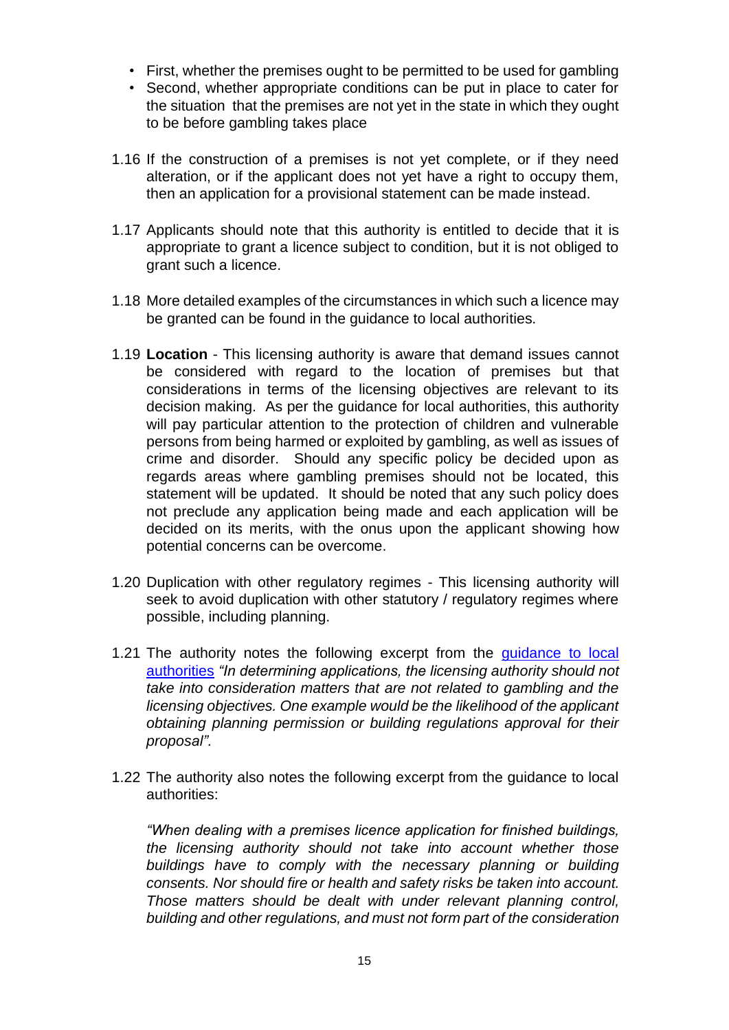- First, whether the premises ought to be permitted to be used for gambling
- Second, whether appropriate conditions can be put in place to cater for the situation that the premises are not yet in the state in which they ought to be before gambling takes place

1.16 If the construction of a premises is not yet complete, or if they need alteration, or if the applicant does not yet have a right to occupy them, then an application for a provisional statement can be made instead.

1.17 Applicants should note that this authority is entitled to decide that it is appropriate to grant a licence subject to condition, but it is not obliged to grant such a licence.

1.18 More detailed examples of the circumstances in which such a licence may be granted can be found in the guidance to local authorities.

1.19 **Location** - This licensing authority is aware that demand issues cannot be considered with regard to the location of premises but that considerations in terms of the licensing objectives are relevant to its decision making. As per the guidance for local authorities, this authority will pay particular attention to the protection of children and vulnerable persons from being harmed or exploited by gambling, as well as issues of crime and disorder. Should any specific policy be decided upon as regards areas where gambling premises should not be located, this statement will be updated. It should be noted that any such policy does not preclude any application being made and each application will be decided on its merits, with the onus upon the applicant showing how potential concerns can be overcome.

1.20 Duplication with other regulatory regimes - This licensing authority will seek to avoid duplication with other statutory / regulatory regimes where possible, including planning.

1.21 The authority notes the following excerpt from the guidance to local authorities *"In determining applications, the licensing authority should not take into consideration matters that are not related to gambling and the licensing objectives. One example would be the likelihood of the applicant obtaining planning permission or building regulations approval for their proposal".*

1.22 The authority also notes the following excerpt from the guidance to local authorities:

*"When dealing with a premises licence application for finished buildings, the licensing authority should not take into account whether those buildings have to comply with the necessary planning or building consents. Nor should fire or health and safety risks be taken into account. Those matters should be dealt with under relevant planning control, building and other regulations, and must not form part of the consideration*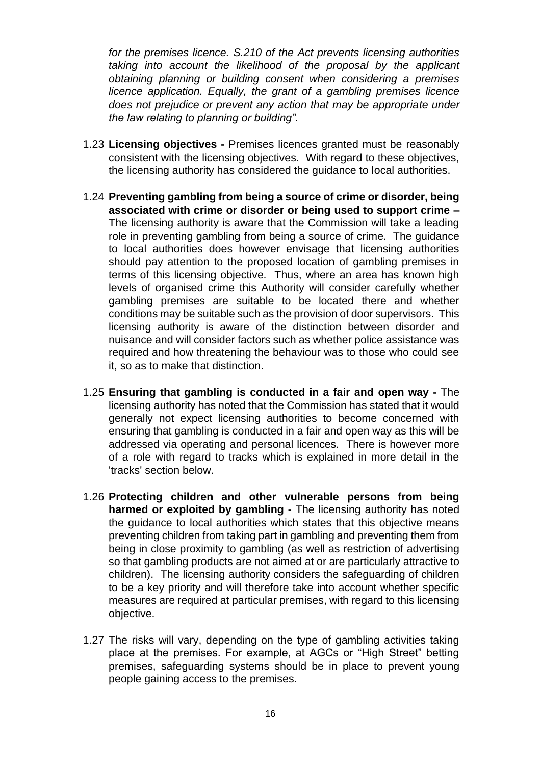*for the premises licence. S.210 of the Act prevents licensing authorities taking into account the likelihood of the proposal by the applicant obtaining planning or building consent when considering a premises licence application. Equally, the grant of a gambling premises licence does not prejudice or prevent any action that may be appropriate under the law relating to planning or building".*

1.23 **Licensing objectives -** Premises licences granted must be reasonably consistent with the licensing objectives. With regard to these objectives, the licensing authority has considered the guidance to local authorities.

1.24 **Preventing gambling from being a source of crime or disorder, being associated with crime or disorder or being used to support crime –** The licensing authority is aware that the Commission will take a leading role in preventing gambling from being a source of crime. The guidance to local authorities does however envisage that licensing authorities should pay attention to the proposed location of gambling premises in terms of this licensing objective. Thus, where an area has known high levels of organised crime this Authority will consider carefully whether gambling premises are suitable to be located there and whether conditions may be suitable such as the provision of door supervisors. This licensing authority is aware of the distinction between disorder and nuisance and will consider factors such as whether police assistance was required and how threatening the behaviour was to those who could see it, so as to make that distinction.

1.25 **Ensuring that gambling is conducted in a fair and open way -** The licensing authority has noted that the Commission has stated that it would generally not expect licensing authorities to become concerned with ensuring that gambling is conducted in a fair and open way as this will be addressed via operating and personal licences. There is however more of a role with regard to tracks which is explained in more detail in the 'tracks' section below.

1.26 **Protecting children and other vulnerable persons from being harmed or exploited by gambling -** The licensing authority has noted the guidance to local authorities which states that this objective means preventing children from taking part in gambling and preventing them from being in close proximity to gambling (as well as restriction of advertising so that gambling products are not aimed at or are particularly attractive to children). The licensing authority considers the safeguarding of children to be a key priority and will therefore take into account whether specific measures are required at particular premises, with regard to this licensing objective.

1.27 The risks will vary, depending on the type of gambling activities taking place at the premises. For example, at AGCs or "High Street" betting premises, safeguarding systems should be in place to prevent young people gaining access to the premises.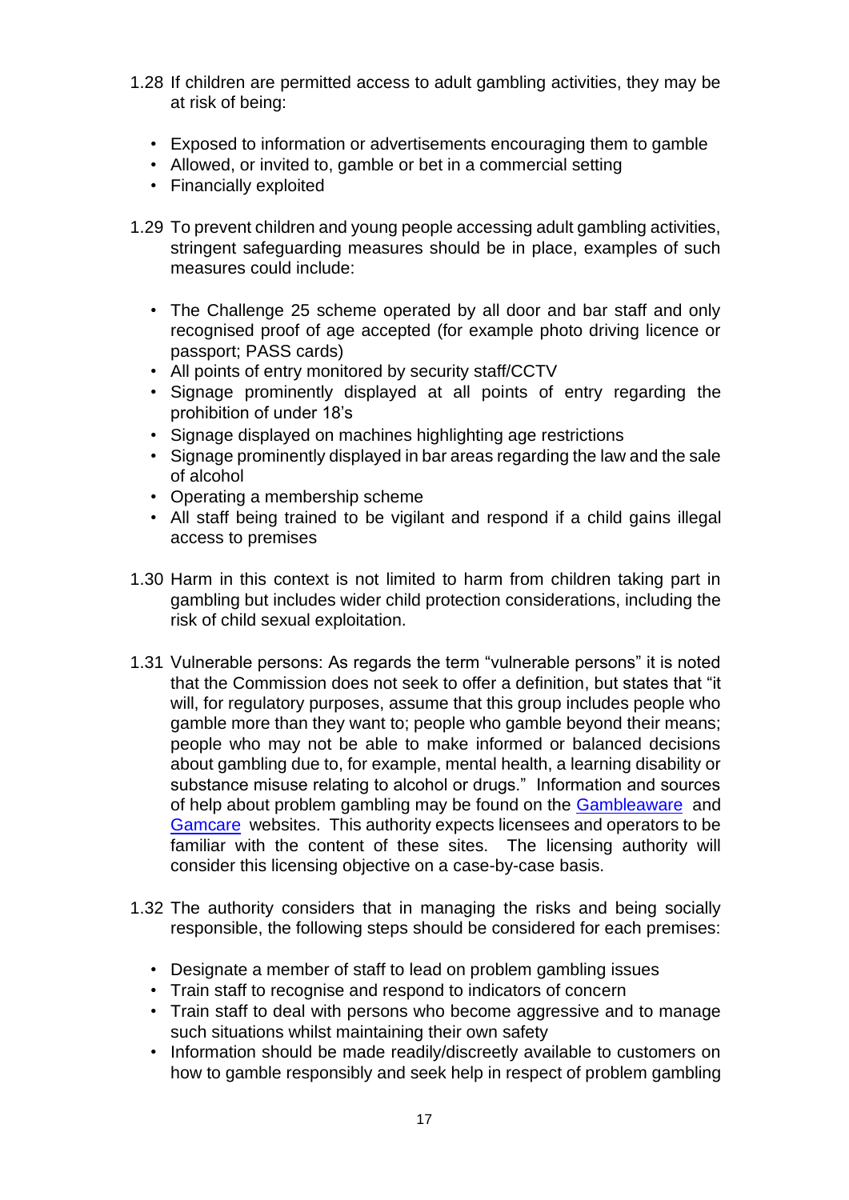1.28 If children are permitted access to adult gambling activities, they may be at risk of being:

- Exposed to information or advertisements encouraging them to gamble
- Allowed, or invited to, gamble or bet in a commercial setting
- Financially exploited

1.29 To prevent children and young people accessing adult gambling activities, stringent safeguarding measures should be in place, examples of such measures could include:

- The Challenge 25 scheme operated by all door and bar staff and only recognised proof of age accepted (for example photo driving licence or passport; PASS cards)
- All points of entry monitored by security staff/CCTV
- Signage prominently displayed at all points of entry regarding the prohibition of under 18's
- Signage displayed on machines highlighting age restrictions
- Signage prominently displayed in bar areas regarding the law and the sale of alcohol
- Operating a membership scheme
- All staff being trained to be vigilant and respond if a child gains illegal access to premises

1.30 Harm in this context is not limited to harm from children taking part in gambling but includes wider child protection considerations, including the risk of child sexual exploitation.

1.31 Vulnerable persons: As regards the term "vulnerable persons" it is noted that the Commission does not seek to offer a definition, but states that "it will, for regulatory purposes, assume that this group includes people who gamble more than they want to; people who gamble beyond their means; people who may not be able to make informed or balanced decisions about gambling due to, for example, mental health, a learning disability or substance misuse relating to alcohol or drugs." Information and sources of help about problem gambling may be found on the [Gambleaware] and [Gamcare] websites. This authority expects licensees and operators to be familiar with the content of these sites. The licensing authority will consider this licensing objective on a case-by-case basis.

1.32 The authority considers that in managing the risks and being socially responsible, the following steps should be considered for each premises:

- Designate a member of staff to lead on problem gambling issues
- Train staff to recognise and respond to indicators of concern
- Train staff to deal with persons who become aggressive and to manage such situations whilst maintaining their own safety
- Information should be made readily/discreetly available to customers on how to gamble responsibly and seek help in respect of problem gambling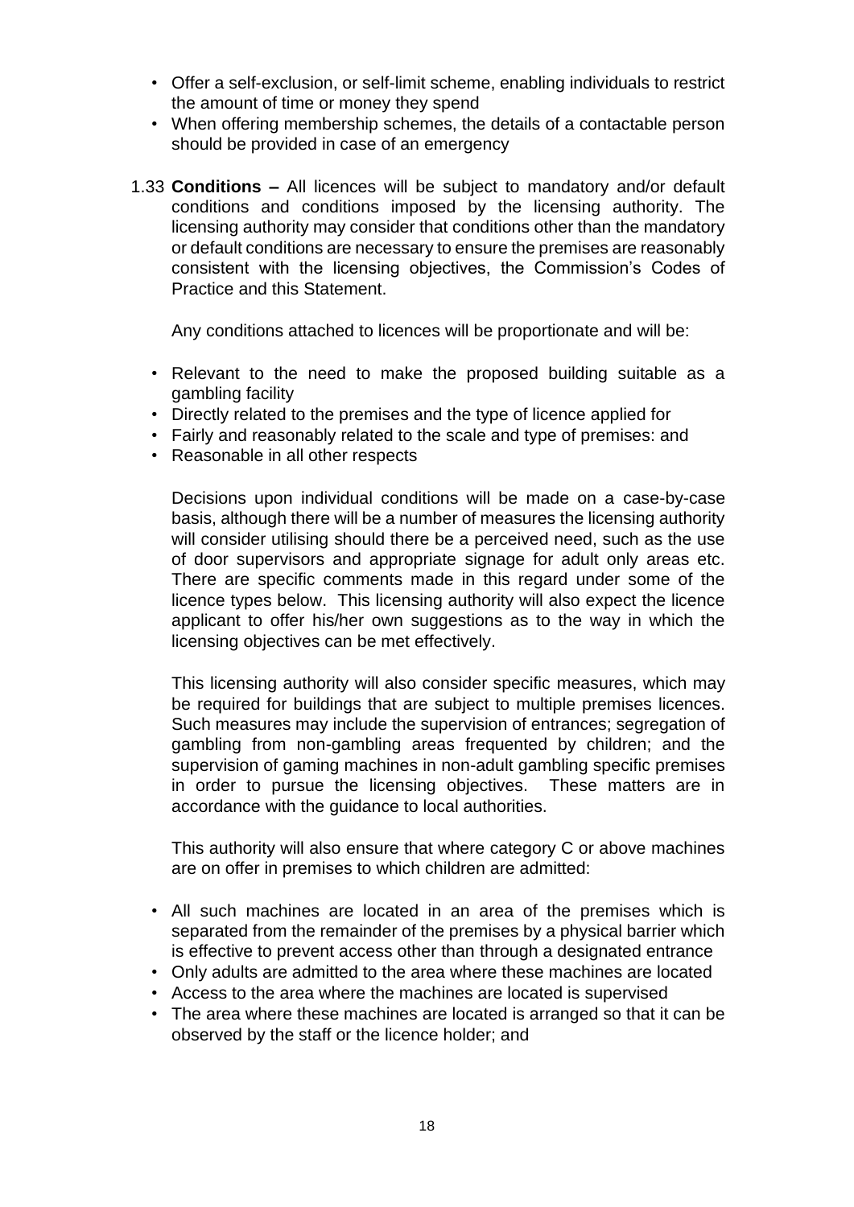- Offer a self-exclusion, or self-limit scheme, enabling individuals to restrict the amount of time or money they spend
- When offering membership schemes, the details of a contactable person should be provided in case of an emergency

1.33 **Conditions –** All licences will be subject to mandatory and/or default conditions and conditions imposed by the licensing authority. The licensing authority may consider that conditions other than the mandatory or default conditions are necessary to ensure the premises are reasonably consistent with the licensing objectives, the Commission's Codes of Practice and this Statement.

Any conditions attached to licences will be proportionate and will be:

- Relevant to the need to make the proposed building suitable as a gambling facility
- Directly related to the premises and the type of licence applied for
- Fairly and reasonably related to the scale and type of premises: and
- Reasonable in all other respects

Decisions upon individual conditions will be made on a case-by-case basis, although there will be a number of measures the licensing authority will consider utilising should there be a perceived need, such as the use of door supervisors and appropriate signage for adult only areas etc. There are specific comments made in this regard under some of the licence types below. This licensing authority will also expect the licence applicant to offer his/her own suggestions as to the way in which the licensing objectives can be met effectively.

This licensing authority will also consider specific measures, which may be required for buildings that are subject to multiple premises licences. Such measures may include the supervision of entrances; segregation of gambling from non-gambling areas frequented by children; and the supervision of gaming machines in non-adult gambling specific premises in order to pursue the licensing objectives. These matters are in accordance with the guidance to local authorities.

This authority will also ensure that where category C or above machines are on offer in premises to which children are admitted:

- All such machines are located in an area of the premises which is separated from the remainder of the premises by a physical barrier which is effective to prevent access other than through a designated entrance
- Only adults are admitted to the area where these machines are located
- Access to the area where the machines are located is supervised
- The area where these machines are located is arranged so that it can be observed by the staff or the licence holder; and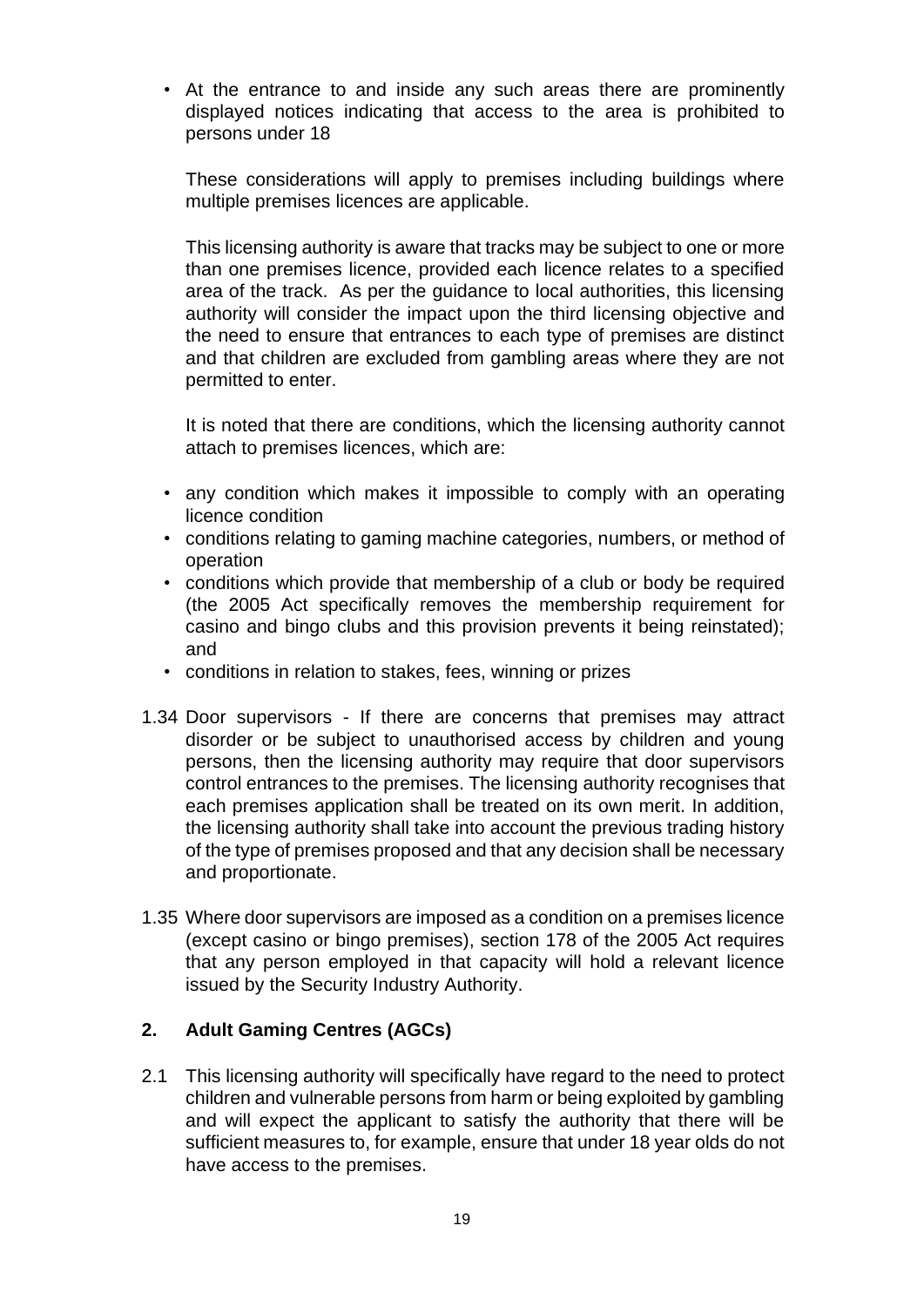- At the entrance to and inside any such areas there are prominently displayed notices indicating that access to the area is prohibited to persons under 18

  These considerations will apply to premises including buildings where multiple premises licences are applicable.

  This licensing authority is aware that tracks may be subject to one or more than one premises licence, provided each licence relates to a specified area of the track. As per the guidance to local authorities, this licensing authority will consider the impact upon the third licensing objective and the need to ensure that entrances to each type of premises are distinct and that children are excluded from gambling areas where they are not permitted to enter.

  It is noted that there are conditions, which the licensing authority cannot attach to premises licences, which are:

- any condition which makes it impossible to comply with an operating licence condition
- conditions relating to gaming machine categories, numbers, or method of operation
- conditions which provide that membership of a club or body be required (the 2005 Act specifically removes the membership requirement for casino and bingo clubs and this provision prevents it being reinstated); and
- conditions in relation to stakes, fees, winning or prizes

1.34 Door supervisors - If there are concerns that premises may attract disorder or be subject to unauthorised access by children and young persons, then the licensing authority may require that door supervisors control entrances to the premises. The licensing authority recognises that each premises application shall be treated on its own merit. In addition, the licensing authority shall take into account the previous trading history of the type of premises proposed and that any decision shall be necessary and proportionate.

1.35 Where door supervisors are imposed as a condition on a premises licence (except casino or bingo premises), section 178 of the 2005 Act requires that any person employed in that capacity will hold a relevant licence issued by the Security Industry Authority.

## 2. Adult Gaming Centres (AGCs)

2.1 This licensing authority will specifically have regard to the need to protect children and vulnerable persons from harm or being exploited by gambling and will expect the applicant to satisfy the authority that there will be sufficient measures to, for example, ensure that under 18 year olds do not have access to the premises.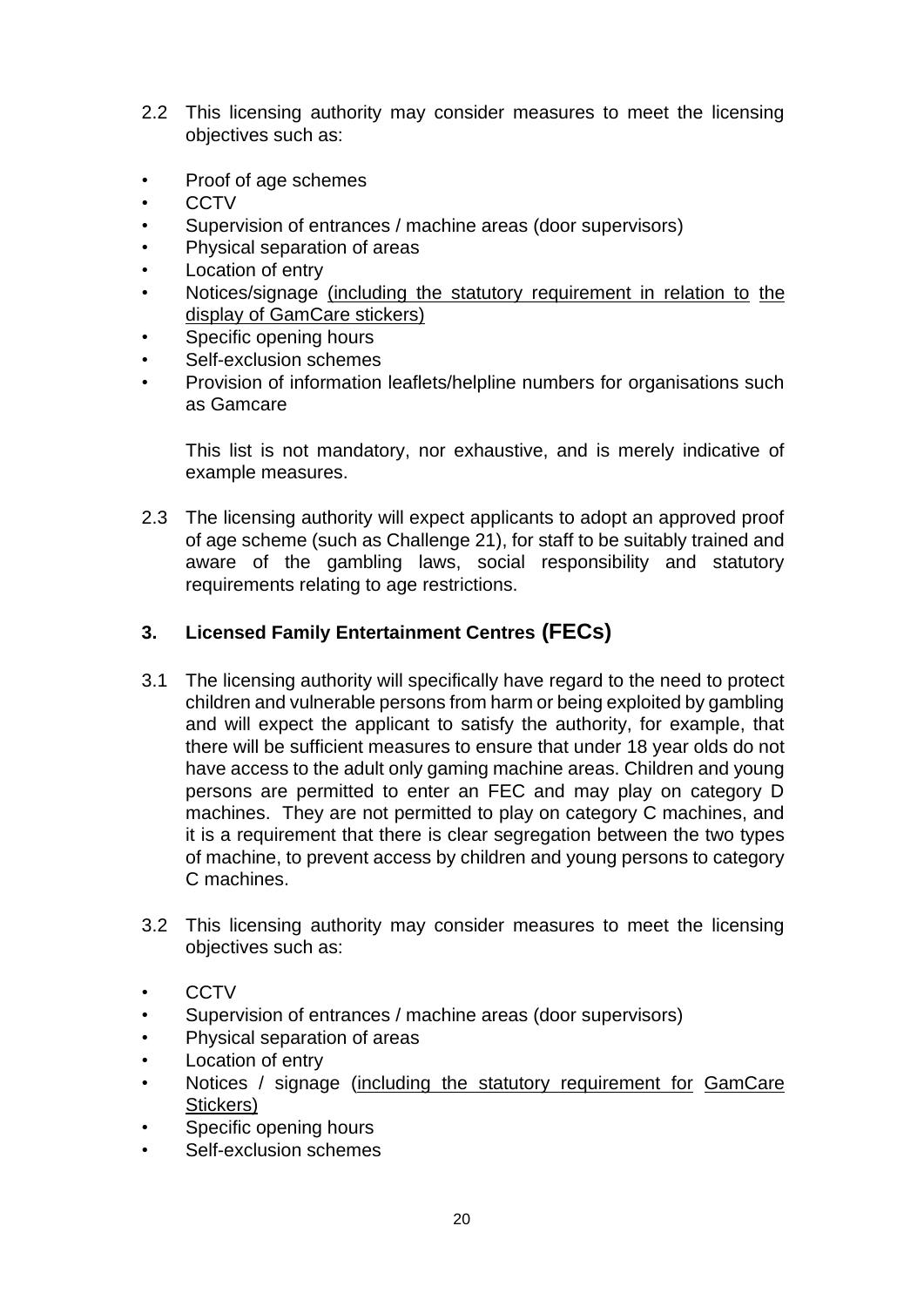2.2 This licensing authority may consider measures to meet the licensing objectives such as:

- Proof of age schemes
- CCTV
- Supervision of entrances / machine areas (door supervisors)
- Physical separation of areas
- Location of entry
- Notices/signage (including the statutory requirement in relation to the display of GamCare stickers)
- Specific opening hours
- Self-exclusion schemes
- Provision of information leaflets/helpline numbers for organisations such as Gamcare

This list is not mandatory, nor exhaustive, and is merely indicative of example measures.

2.3 The licensing authority will expect applicants to adopt an approved proof of age scheme (such as Challenge 21), for staff to be suitably trained and aware of the gambling laws, social responsibility and statutory requirements relating to age restrictions.

## 3. Licensed Family Entertainment Centres (FECs)

3.1 The licensing authority will specifically have regard to the need to protect children and vulnerable persons from harm or being exploited by gambling and will expect the applicant to satisfy the authority, for example, that there will be sufficient measures to ensure that under 18 year olds do not have access to the adult only gaming machine areas. Children and young persons are permitted to enter an FEC and may play on category D machines. They are not permitted to play on category C machines, and it is a requirement that there is clear segregation between the two types of machine, to prevent access by children and young persons to category C machines.

3.2 This licensing authority may consider measures to meet the licensing objectives such as:

- CCTV
- Supervision of entrances / machine areas (door supervisors)
- Physical separation of areas
- Location of entry
- Notices / signage (including the statutory requirement for GamCare Stickers)
- Specific opening hours
- Self-exclusion schemes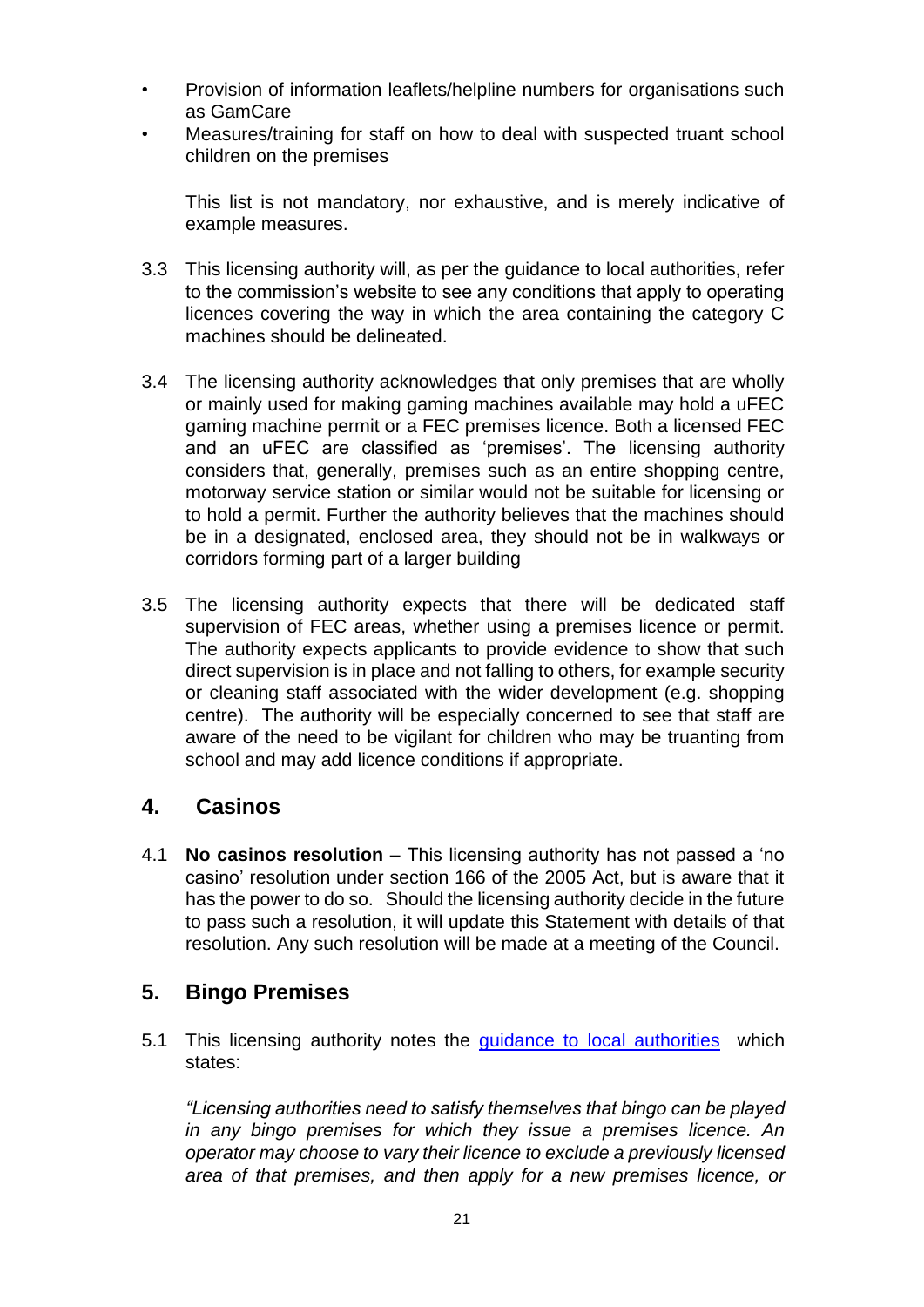- Provision of information leaflets/helpline numbers for organisations such as GamCare
- Measures/training for staff on how to deal with suspected truant school children on the premises

  This list is not mandatory, nor exhaustive, and is merely indicative of example measures.

3.3 This licensing authority will, as per the guidance to local authorities, refer to the commission's website to see any conditions that apply to operating licences covering the way in which the area containing the category C machines should be delineated.

3.4 The licensing authority acknowledges that only premises that are wholly or mainly used for making gaming machines available may hold a uFEC gaming machine permit or a FEC premises licence. Both a licensed FEC and an uFEC are classified as 'premises'. The licensing authority considers that, generally, premises such as an entire shopping centre, motorway service station or similar would not be suitable for licensing or to hold a permit. Further the authority believes that the machines should be in a designated, enclosed area, they should not be in walkways or corridors forming part of a larger building

3.5 The licensing authority expects that there will be dedicated staff supervision of FEC areas, whether using a premises licence or permit. The authority expects applicants to provide evidence to show that such direct supervision is in place and not falling to others, for example security or cleaning staff associated with the wider development (e.g. shopping centre). The authority will be especially concerned to see that staff are aware of the need to be vigilant for children who may be truanting from school and may add licence conditions if appropriate.

## 4. Casinos

4.1 **No casinos resolution** – This licensing authority has not passed a 'no casino' resolution under section 166 of the 2005 Act, but is aware that it has the power to do so. Should the licensing authority decide in the future to pass such a resolution, it will update this Statement with details of that resolution. Any such resolution will be made at a meeting of the Council.

## 5. Bingo Premises

5.1 This licensing authority notes the guidance to local authorities which states:

*"Licensing authorities need to satisfy themselves that bingo can be played in any bingo premises for which they issue a premises licence. An operator may choose to vary their licence to exclude a previously licensed area of that premises, and then apply for a new premises licence, or*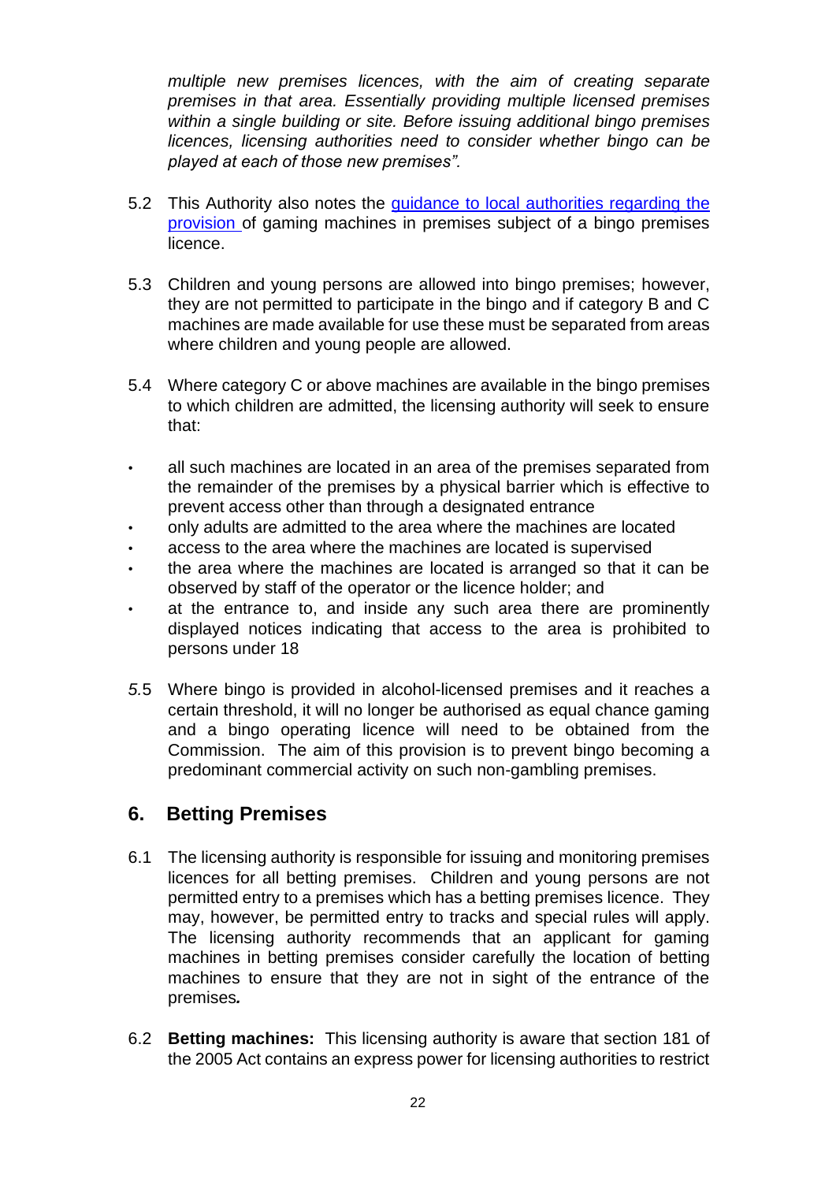*multiple new premises licences, with the aim of creating separate premises in that area. Essentially providing multiple licensed premises within a single building or site. Before issuing additional bingo premises licences, licensing authorities need to consider whether bingo can be played at each of those new premises".*

5.2 This Authority also notes the [guidance to local authorities regarding the provision](#) of gaming machines in premises subject of a bingo premises licence.

5.3 Children and young persons are allowed into bingo premises; however, they are not permitted to participate in the bingo and if category B and C machines are made available for use these must be separated from areas where children and young people are allowed.

5.4 Where category C or above machines are available in the bingo premises to which children are admitted, the licensing authority will seek to ensure that:

- all such machines are located in an area of the premises separated from the remainder of the premises by a physical barrier which is effective to prevent access other than through a designated entrance
- only adults are admitted to the area where the machines are located
- access to the area where the machines are located is supervised
- the area where the machines are located is arranged so that it can be observed by staff of the operator or the licence holder; and
- at the entrance to, and inside any such area there are prominently displayed notices indicating that access to the area is prohibited to persons under 18

*5.*5 Where bingo is provided in alcohol-licensed premises and it reaches a certain threshold, it will no longer be authorised as equal chance gaming and a bingo operating licence will need to be obtained from the Commission. The aim of this provision is to prevent bingo becoming a predominant commercial activity on such non-gambling premises.

## 6. Betting Premises

6.1 The licensing authority is responsible for issuing and monitoring premises licences for all betting premises. Children and young persons are not permitted entry to a premises which has a betting premises licence. They may, however, be permitted entry to tracks and special rules will apply. The licensing authority recommends that an applicant for gaming machines in betting premises consider carefully the location of betting machines to ensure that they are not in sight of the entrance of the premises***.***

6.2 **Betting machines:** This licensing authority is aware that section 181 of the 2005 Act contains an express power for licensing authorities to restrict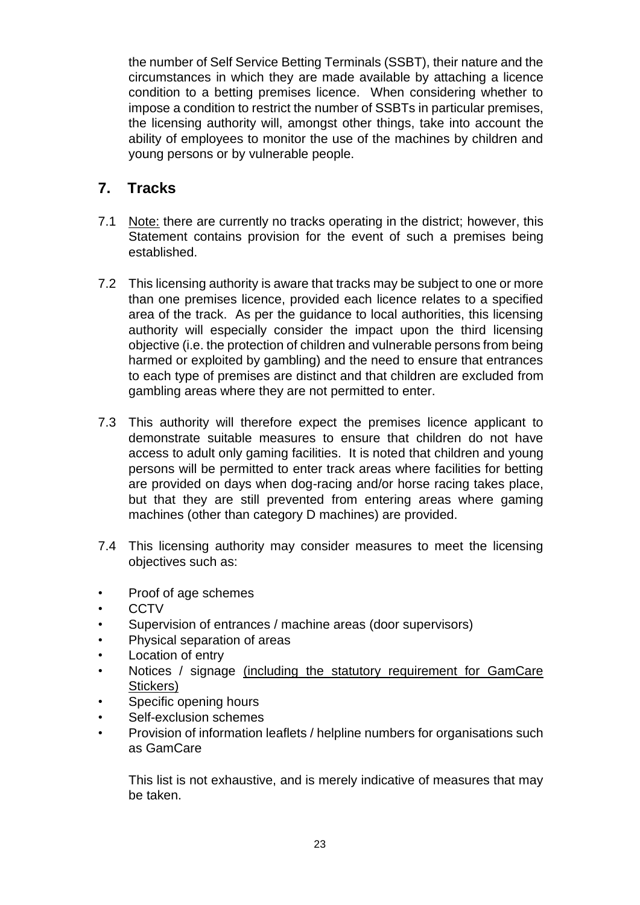the number of Self Service Betting Terminals (SSBT), their nature and the circumstances in which they are made available by attaching a licence condition to a betting premises licence. When considering whether to impose a condition to restrict the number of SSBTs in particular premises, the licensing authority will, amongst other things, take into account the ability of employees to monitor the use of the machines by children and young persons or by vulnerable people.

## 7. Tracks

7.1 Note: there are currently no tracks operating in the district; however, this Statement contains provision for the event of such a premises being established.

7.2 This licensing authority is aware that tracks may be subject to one or more than one premises licence, provided each licence relates to a specified area of the track. As per the guidance to local authorities, this licensing authority will especially consider the impact upon the third licensing objective (i.e. the protection of children and vulnerable persons from being harmed or exploited by gambling) and the need to ensure that entrances to each type of premises are distinct and that children are excluded from gambling areas where they are not permitted to enter.

7.3 This authority will therefore expect the premises licence applicant to demonstrate suitable measures to ensure that children do not have access to adult only gaming facilities. It is noted that children and young persons will be permitted to enter track areas where facilities for betting are provided on days when dog-racing and/or horse racing takes place, but that they are still prevented from entering areas where gaming machines (other than category D machines) are provided.

7.4 This licensing authority may consider measures to meet the licensing objectives such as:

- Proof of age schemes
- CCTV
- Supervision of entrances / machine areas (door supervisors)
- Physical separation of areas
- Location of entry
- Notices / signage (including the statutory requirement for GamCare Stickers)
- Specific opening hours
- Self-exclusion schemes
- Provision of information leaflets / helpline numbers for organisations such as GamCare

This list is not exhaustive, and is merely indicative of measures that may be taken.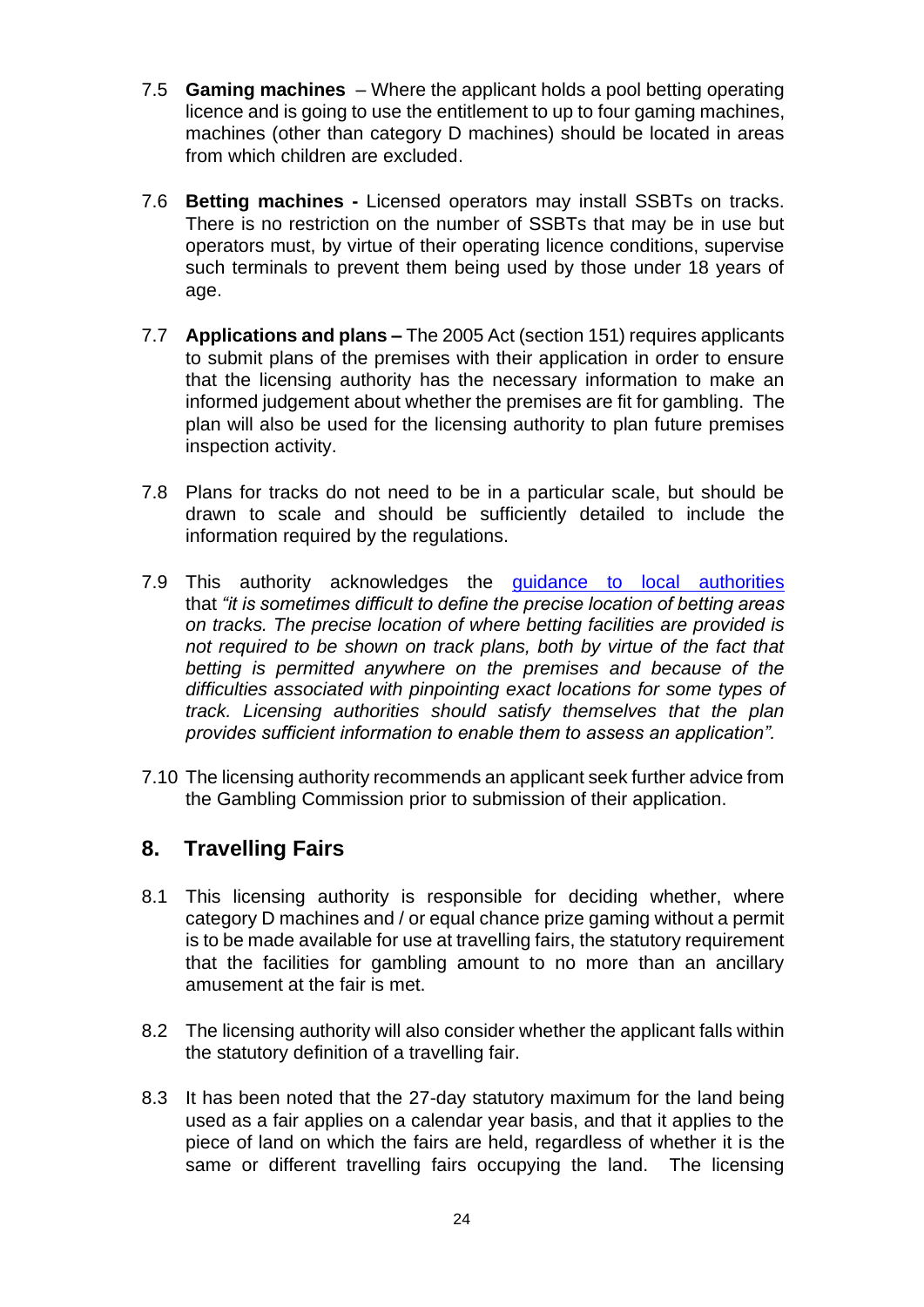7.5 **Gaming machines** – Where the applicant holds a pool betting operating licence and is going to use the entitlement to up to four gaming machines, machines (other than category D machines) should be located in areas from which children are excluded.

7.6 **Betting machines -** Licensed operators may install SSBTs on tracks. There is no restriction on the number of SSBTs that may be in use but operators must, by virtue of their operating licence conditions, supervise such terminals to prevent them being used by those under 18 years of age.

7.7 **Applications and plans –** The 2005 Act (section 151) requires applicants to submit plans of the premises with their application in order to ensure that the licensing authority has the necessary information to make an informed judgement about whether the premises are fit for gambling. The plan will also be used for the licensing authority to plan future premises inspection activity.

7.8 Plans for tracks do not need to be in a particular scale, but should be drawn to scale and should be sufficiently detailed to include the information required by the regulations.

7.9 This authority acknowledges the guidance to local authorities that *"it is sometimes difficult to define the precise location of betting areas on tracks. The precise location of where betting facilities are provided is not required to be shown on track plans, both by virtue of the fact that betting is permitted anywhere on the premises and because of the difficulties associated with pinpointing exact locations for some types of track. Licensing authorities should satisfy themselves that the plan provides sufficient information to enable them to assess an application".*

7.10 The licensing authority recommends an applicant seek further advice from the Gambling Commission prior to submission of their application.

## 8. Travelling Fairs

8.1 This licensing authority is responsible for deciding whether, where category D machines and / or equal chance prize gaming without a permit is to be made available for use at travelling fairs, the statutory requirement that the facilities for gambling amount to no more than an ancillary amusement at the fair is met.

8.2 The licensing authority will also consider whether the applicant falls within the statutory definition of a travelling fair.

8.3 It has been noted that the 27-day statutory maximum for the land being used as a fair applies on a calendar year basis, and that it applies to the piece of land on which the fairs are held, regardless of whether it is the same or different travelling fairs occupying the land. The licensing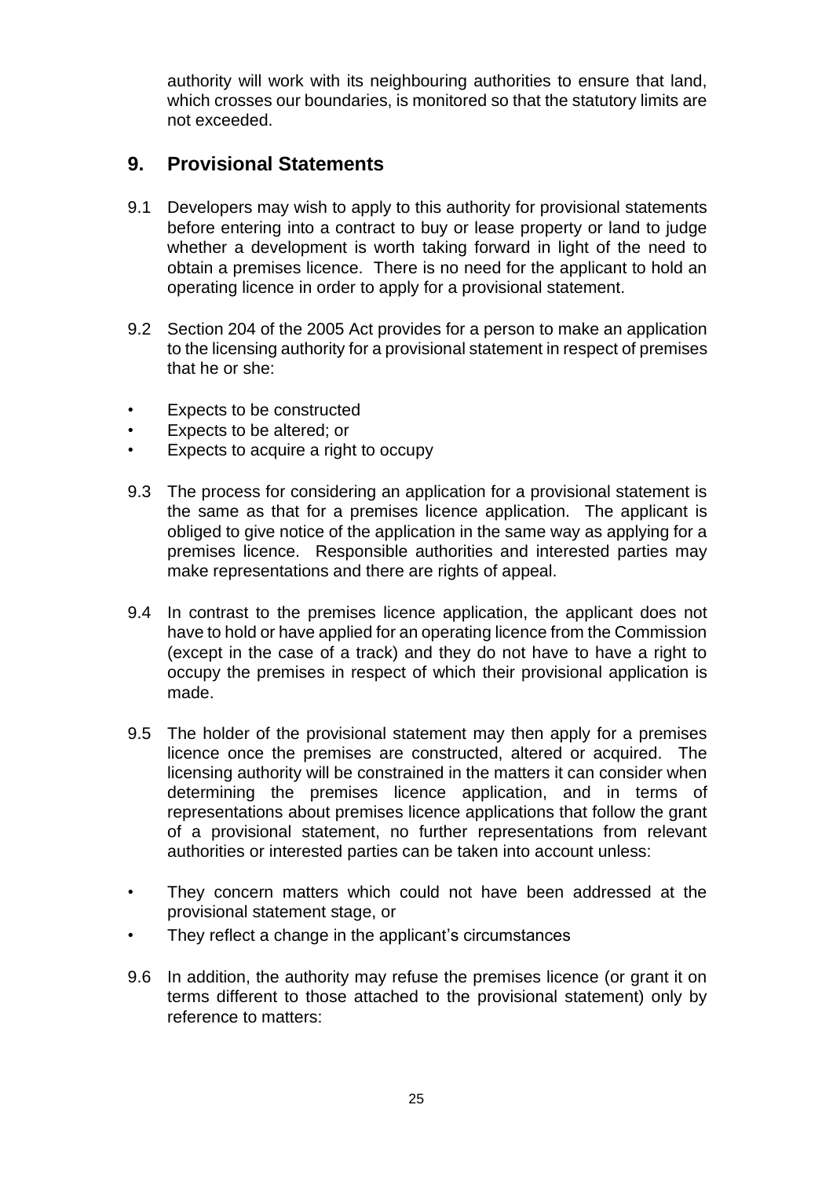authority will work with its neighbouring authorities to ensure that land, which crosses our boundaries, is monitored so that the statutory limits are not exceeded.

## 9. Provisional Statements

9.1 Developers may wish to apply to this authority for provisional statements before entering into a contract to buy or lease property or land to judge whether a development is worth taking forward in light of the need to obtain a premises licence. There is no need for the applicant to hold an operating licence in order to apply for a provisional statement.

9.2 Section 204 of the 2005 Act provides for a person to make an application to the licensing authority for a provisional statement in respect of premises that he or she:

- Expects to be constructed
- Expects to be altered; or
- Expects to acquire a right to occupy

9.3 The process for considering an application for a provisional statement is the same as that for a premises licence application. The applicant is obliged to give notice of the application in the same way as applying for a premises licence. Responsible authorities and interested parties may make representations and there are rights of appeal.

9.4 In contrast to the premises licence application, the applicant does not have to hold or have applied for an operating licence from the Commission (except in the case of a track) and they do not have to have a right to occupy the premises in respect of which their provisional application is made.

9.5 The holder of the provisional statement may then apply for a premises licence once the premises are constructed, altered or acquired. The licensing authority will be constrained in the matters it can consider when determining the premises licence application, and in terms of representations about premises licence applications that follow the grant of a provisional statement, no further representations from relevant authorities or interested parties can be taken into account unless:

- They concern matters which could not have been addressed at the provisional statement stage, or
- They reflect a change in the applicant's circumstances

9.6 In addition, the authority may refuse the premises licence (or grant it on terms different to those attached to the provisional statement) only by reference to matters: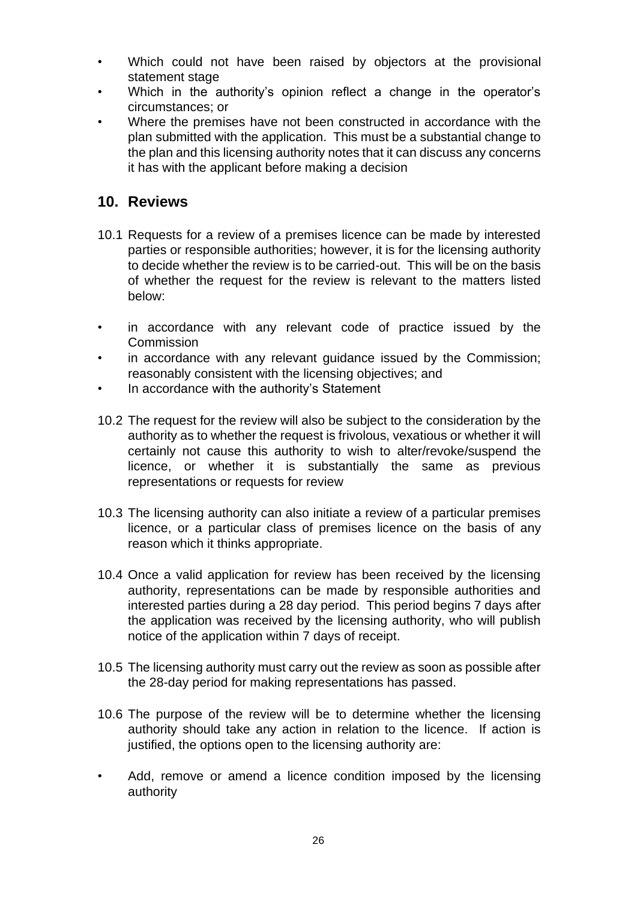- Which could not have been raised by objectors at the provisional statement stage
- Which in the authority's opinion reflect a change in the operator's circumstances; or
- Where the premises have not been constructed in accordance with the plan submitted with the application. This must be a substantial change to the plan and this licensing authority notes that it can discuss any concerns it has with the applicant before making a decision

## 10. Reviews

10.1 Requests for a review of a premises licence can be made by interested parties or responsible authorities; however, it is for the licensing authority to decide whether the review is to be carried-out. This will be on the basis of whether the request for the review is relevant to the matters listed below:

- in accordance with any relevant code of practice issued by the Commission
- in accordance with any relevant guidance issued by the Commission; reasonably consistent with the licensing objectives; and
- In accordance with the authority's Statement

10.2 The request for the review will also be subject to the consideration by the authority as to whether the request is frivolous, vexatious or whether it will certainly not cause this authority to wish to alter/revoke/suspend the licence, or whether it is substantially the same as previous representations or requests for review

10.3 The licensing authority can also initiate a review of a particular premises licence, or a particular class of premises licence on the basis of any reason which it thinks appropriate.

10.4 Once a valid application for review has been received by the licensing authority, representations can be made by responsible authorities and interested parties during a 28 day period. This period begins 7 days after the application was received by the licensing authority, who will publish notice of the application within 7 days of receipt.

10.5 The licensing authority must carry out the review as soon as possible after the 28-day period for making representations has passed.

10.6 The purpose of the review will be to determine whether the licensing authority should take any action in relation to the licence. If action is justified, the options open to the licensing authority are:

- Add, remove or amend a licence condition imposed by the licensing authority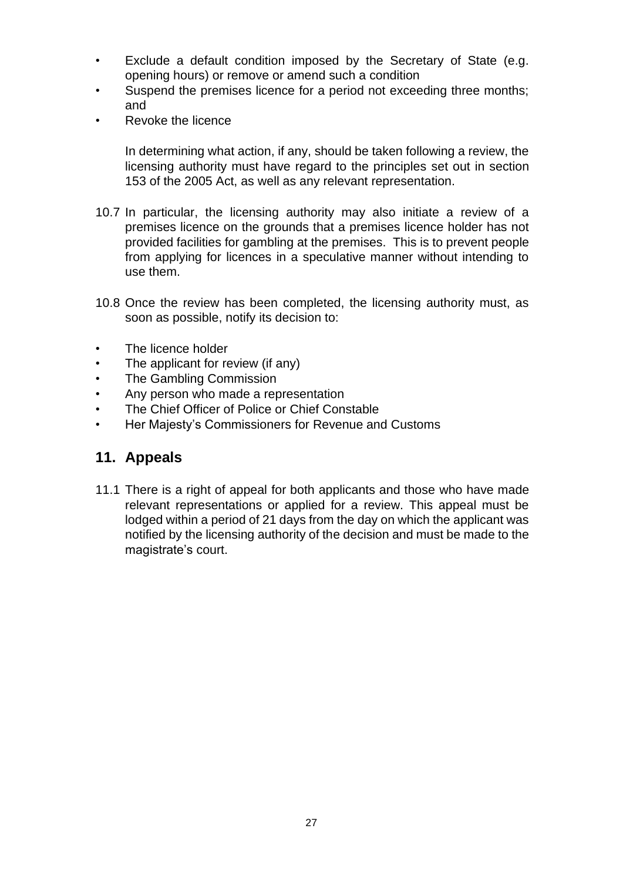- Exclude a default condition imposed by the Secretary of State (e.g. opening hours) or remove or amend such a condition
- Suspend the premises licence for a period not exceeding three months; and
- Revoke the licence

In determining what action, if any, should be taken following a review, the licensing authority must have regard to the principles set out in section 153 of the 2005 Act, as well as any relevant representation.

10.7 In particular, the licensing authority may also initiate a review of a premises licence on the grounds that a premises licence holder has not provided facilities for gambling at the premises. This is to prevent people from applying for licences in a speculative manner without intending to use them.

10.8 Once the review has been completed, the licensing authority must, as soon as possible, notify its decision to:

- The licence holder
- The applicant for review (if any)
- The Gambling Commission
- Any person who made a representation
- The Chief Officer of Police or Chief Constable
- Her Majesty's Commissioners for Revenue and Customs

## 11. Appeals

11.1 There is a right of appeal for both applicants and those who have made relevant representations or applied for a review. This appeal must be lodged within a period of 21 days from the day on which the applicant was notified by the licensing authority of the decision and must be made to the magistrate's court.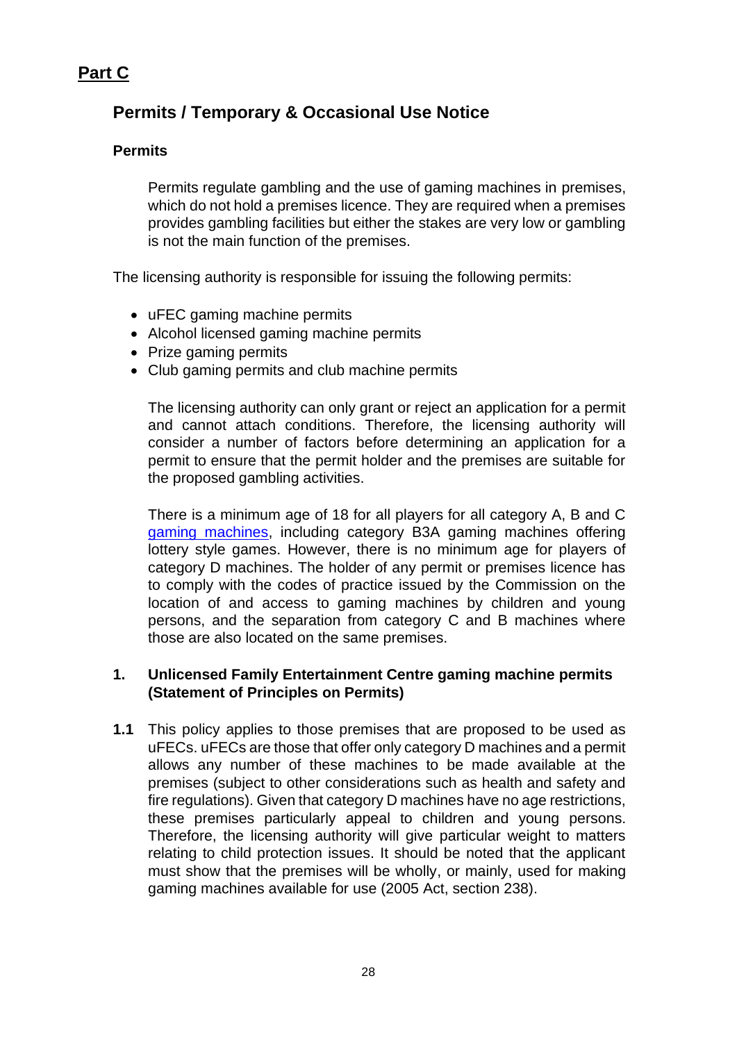## Part C

### Permits / Temporary & Occasional Use Notice

#### Permits

Permits regulate gambling and the use of gaming machines in premises, which do not hold a premises licence. They are required when a premises provides gambling facilities but either the stakes are very low or gambling is not the main function of the premises.

The licensing authority is responsible for issuing the following permits:

- uFEC gaming machine permits
- Alcohol licensed gaming machine permits
- Prize gaming permits
- Club gaming permits and club machine permits

The licensing authority can only grant or reject an application for a permit and cannot attach conditions. Therefore, the licensing authority will consider a number of factors before determining an application for a permit to ensure that the permit holder and the premises are suitable for the proposed gambling activities.

There is a minimum age of 18 for all players for all category A, B and C gaming machines, including category B3A gaming machines offering lottery style games. However, there is no minimum age for players of category D machines. The holder of any permit or premises licence has to comply with the codes of practice issued by the Commission on the location of and access to gaming machines by children and young persons, and the separation from category C and B machines where those are also located on the same premises.

#### 1. Unlicensed Family Entertainment Centre gaming machine permits (Statement of Principles on Permits)

**1.1** This policy applies to those premises that are proposed to be used as uFECs. uFECs are those that offer only category D machines and a permit allows any number of these machines to be made available at the premises (subject to other considerations such as health and safety and fire regulations). Given that category D machines have no age restrictions, these premises particularly appeal to children and young persons. Therefore, the licensing authority will give particular weight to matters relating to child protection issues. It should be noted that the applicant must show that the premises will be wholly, or mainly, used for making gaming machines available for use (2005 Act, section 238).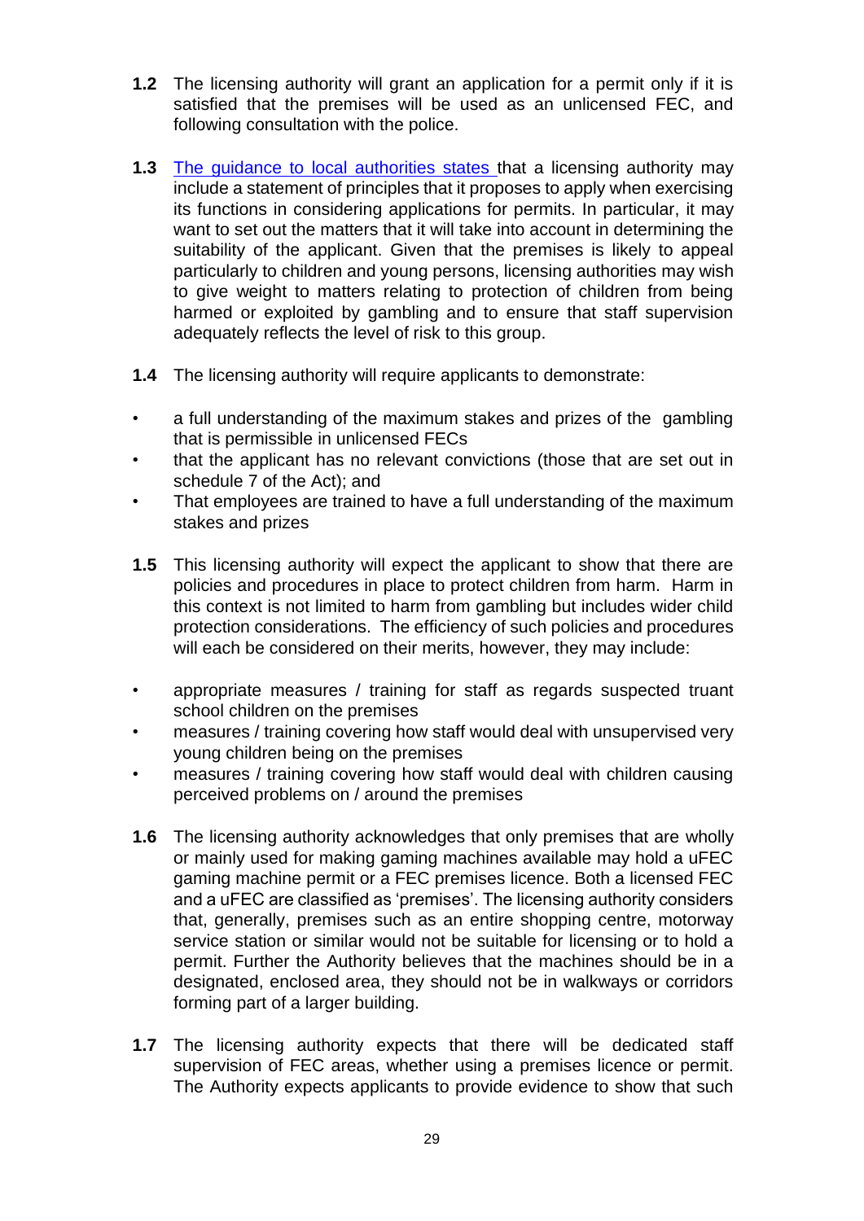**1.2** The licensing authority will grant an application for a permit only if it is satisfied that the premises will be used as an unlicensed FEC, and following consultation with the police.

**1.3** The guidance to local authorities states that a licensing authority may include a statement of principles that it proposes to apply when exercising its functions in considering applications for permits. In particular, it may want to set out the matters that it will take into account in determining the suitability of the applicant. Given that the premises is likely to appeal particularly to children and young persons, licensing authorities may wish to give weight to matters relating to protection of children from being harmed or exploited by gambling and to ensure that staff supervision adequately reflects the level of risk to this group.

**1.4** The licensing authority will require applicants to demonstrate:

- a full understanding of the maximum stakes and prizes of the gambling that is permissible in unlicensed FECs
- that the applicant has no relevant convictions (those that are set out in schedule 7 of the Act); and
- That employees are trained to have a full understanding of the maximum stakes and prizes

**1.5** This licensing authority will expect the applicant to show that there are policies and procedures in place to protect children from harm. Harm in this context is not limited to harm from gambling but includes wider child protection considerations. The efficiency of such policies and procedures will each be considered on their merits, however, they may include:

- appropriate measures / training for staff as regards suspected truant school children on the premises
- measures / training covering how staff would deal with unsupervised very young children being on the premises
- measures / training covering how staff would deal with children causing perceived problems on / around the premises

**1.6** The licensing authority acknowledges that only premises that are wholly or mainly used for making gaming machines available may hold a uFEC gaming machine permit or a FEC premises licence. Both a licensed FEC and a uFEC are classified as 'premises'. The licensing authority considers that, generally, premises such as an entire shopping centre, motorway service station or similar would not be suitable for licensing or to hold a permit. Further the Authority believes that the machines should be in a designated, enclosed area, they should not be in walkways or corridors forming part of a larger building.

**1.7** The licensing authority expects that there will be dedicated staff supervision of FEC areas, whether using a premises licence or permit. The Authority expects applicants to provide evidence to show that such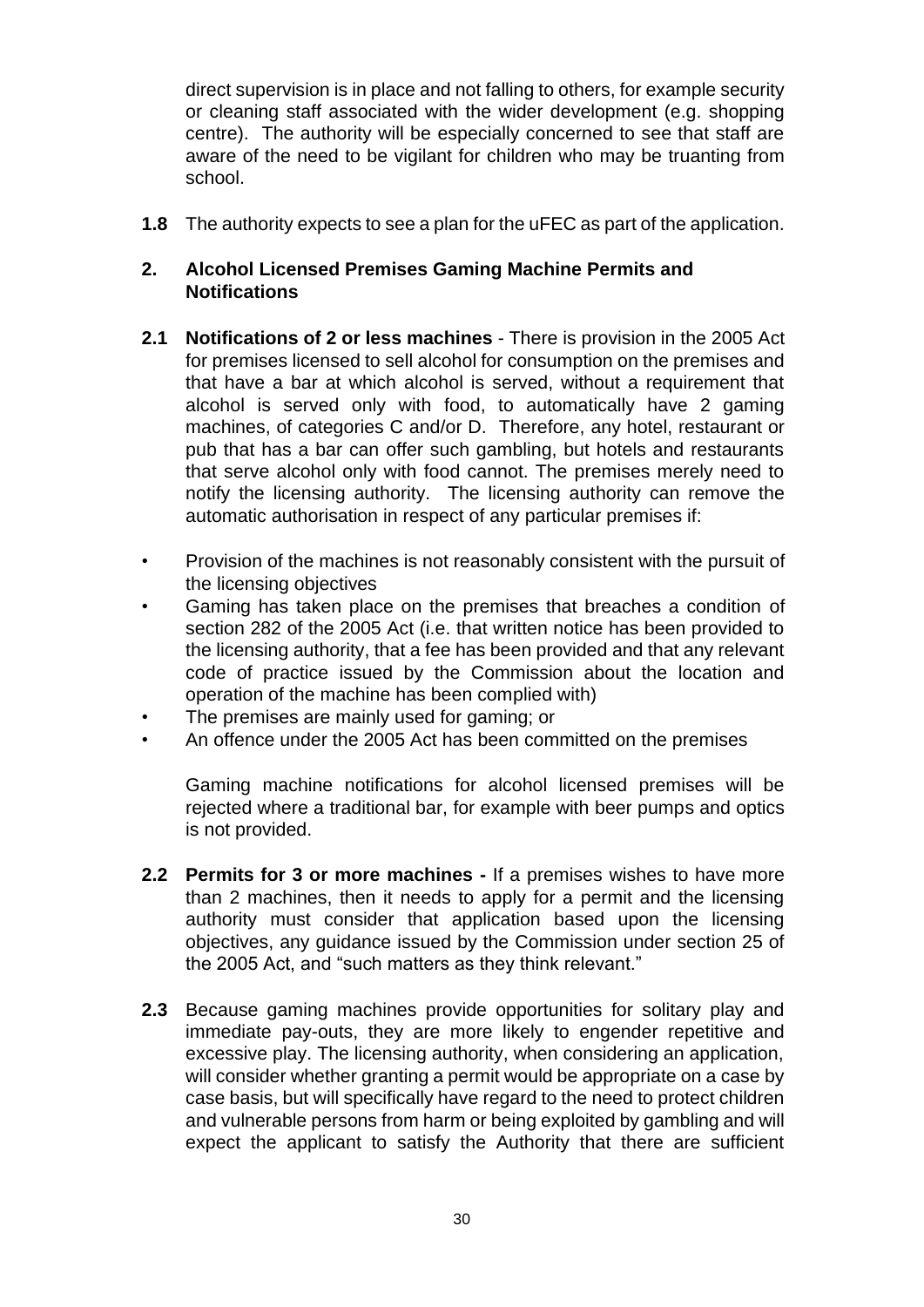direct supervision is in place and not falling to others, for example security or cleaning staff associated with the wider development (e.g. shopping centre). The authority will be especially concerned to see that staff are aware of the need to be vigilant for children who may be truanting from school.

**1.8** The authority expects to see a plan for the uFEC as part of the application.

## 2. Alcohol Licensed Premises Gaming Machine Permits and Notifications

**2.1 Notifications of 2 or less machines** - There is provision in the 2005 Act for premises licensed to sell alcohol for consumption on the premises and that have a bar at which alcohol is served, without a requirement that alcohol is served only with food, to automatically have 2 gaming machines, of categories C and/or D. Therefore, any hotel, restaurant or pub that has a bar can offer such gambling, but hotels and restaurants that serve alcohol only with food cannot. The premises merely need to notify the licensing authority. The licensing authority can remove the automatic authorisation in respect of any particular premises if:

- Provision of the machines is not reasonably consistent with the pursuit of the licensing objectives
- Gaming has taken place on the premises that breaches a condition of section 282 of the 2005 Act (i.e. that written notice has been provided to the licensing authority, that a fee has been provided and that any relevant code of practice issued by the Commission about the location and operation of the machine has been complied with)
- The premises are mainly used for gaming; or
- An offence under the 2005 Act has been committed on the premises

Gaming machine notifications for alcohol licensed premises will be rejected where a traditional bar, for example with beer pumps and optics is not provided.

**2.2 Permits for 3 or more machines -** If a premises wishes to have more than 2 machines, then it needs to apply for a permit and the licensing authority must consider that application based upon the licensing objectives, any guidance issued by the Commission under section 25 of the 2005 Act, and "such matters as they think relevant."

**2.3** Because gaming machines provide opportunities for solitary play and immediate pay-outs, they are more likely to engender repetitive and excessive play. The licensing authority, when considering an application, will consider whether granting a permit would be appropriate on a case by case basis, but will specifically have regard to the need to protect children and vulnerable persons from harm or being exploited by gambling and will expect the applicant to satisfy the Authority that there are sufficient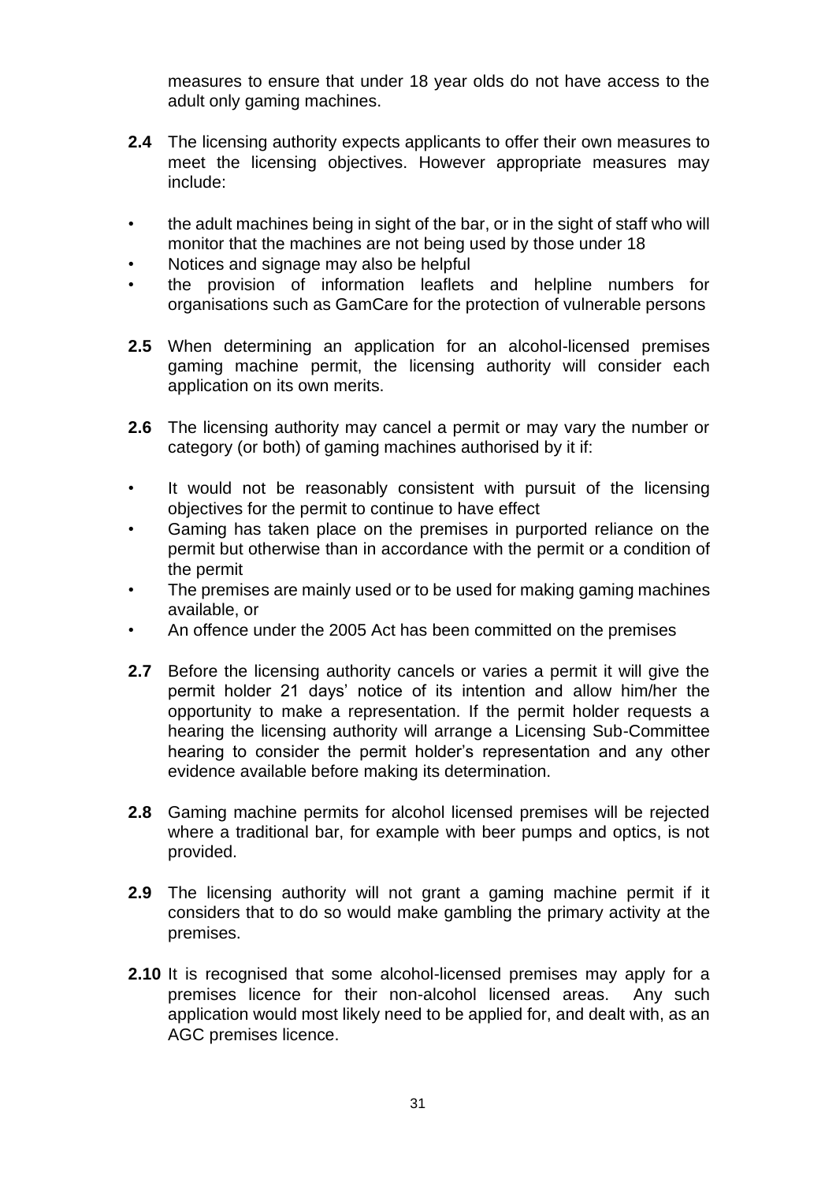measures to ensure that under 18 year olds do not have access to the adult only gaming machines.

**2.4** The licensing authority expects applicants to offer their own measures to meet the licensing objectives. However appropriate measures may include:

- the adult machines being in sight of the bar, or in the sight of staff who will monitor that the machines are not being used by those under 18
- Notices and signage may also be helpful
- the provision of information leaflets and helpline numbers for organisations such as GamCare for the protection of vulnerable persons

**2.5** When determining an application for an alcohol-licensed premises gaming machine permit, the licensing authority will consider each application on its own merits.

**2.6** The licensing authority may cancel a permit or may vary the number or category (or both) of gaming machines authorised by it if:

- It would not be reasonably consistent with pursuit of the licensing objectives for the permit to continue to have effect
- Gaming has taken place on the premises in purported reliance on the permit but otherwise than in accordance with the permit or a condition of the permit
- The premises are mainly used or to be used for making gaming machines available, or
- An offence under the 2005 Act has been committed on the premises

**2.7** Before the licensing authority cancels or varies a permit it will give the permit holder 21 days' notice of its intention and allow him/her the opportunity to make a representation. If the permit holder requests a hearing the licensing authority will arrange a Licensing Sub-Committee hearing to consider the permit holder's representation and any other evidence available before making its determination.

**2.8** Gaming machine permits for alcohol licensed premises will be rejected where a traditional bar, for example with beer pumps and optics, is not provided.

**2.9** The licensing authority will not grant a gaming machine permit if it considers that to do so would make gambling the primary activity at the premises.

**2.10** It is recognised that some alcohol-licensed premises may apply for a premises licence for their non-alcohol licensed areas. Any such application would most likely need to be applied for, and dealt with, as an AGC premises licence.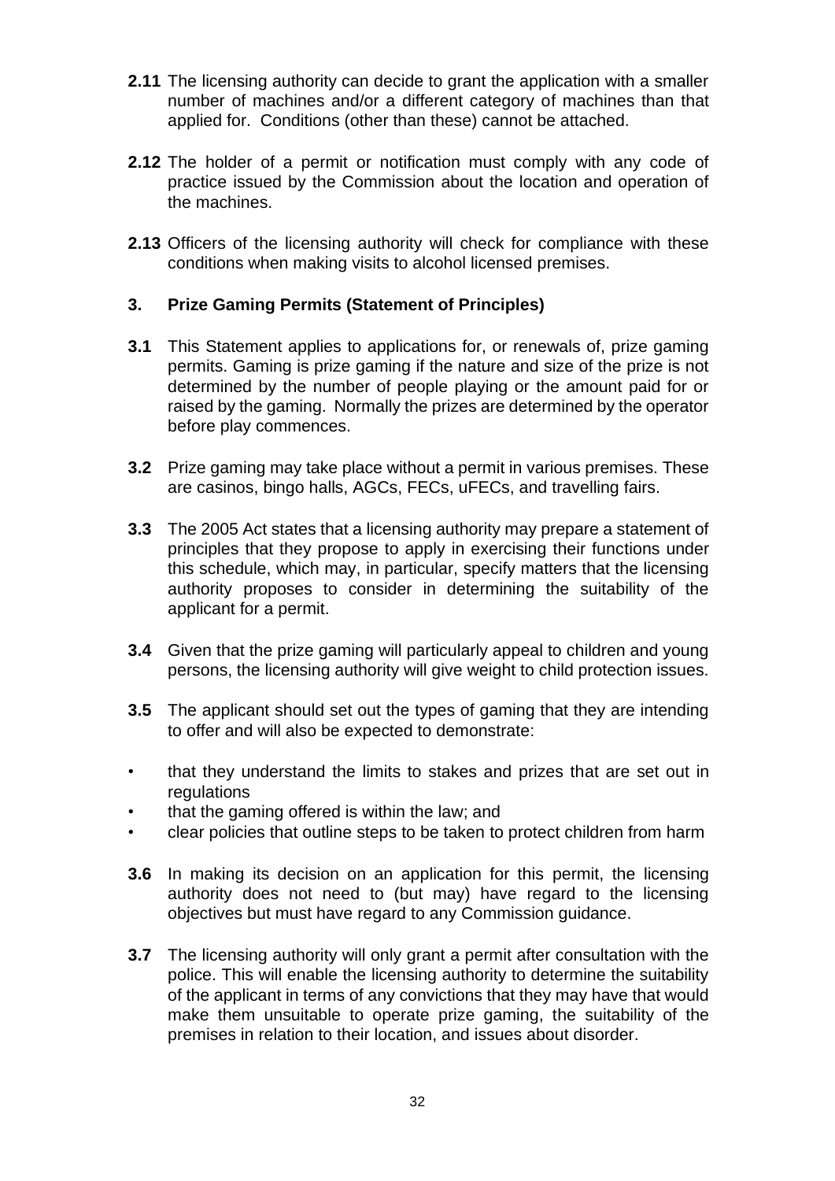**2.11** The licensing authority can decide to grant the application with a smaller number of machines and/or a different category of machines than that applied for. Conditions (other than these) cannot be attached.

**2.12** The holder of a permit or notification must comply with any code of practice issued by the Commission about the location and operation of the machines.

**2.13** Officers of the licensing authority will check for compliance with these conditions when making visits to alcohol licensed premises.

## 3. Prize Gaming Permits (Statement of Principles)

**3.1** This Statement applies to applications for, or renewals of, prize gaming permits. Gaming is prize gaming if the nature and size of the prize is not determined by the number of people playing or the amount paid for or raised by the gaming. Normally the prizes are determined by the operator before play commences.

**3.2** Prize gaming may take place without a permit in various premises. These are casinos, bingo halls, AGCs, FECs, uFECs, and travelling fairs.

**3.3** The 2005 Act states that a licensing authority may prepare a statement of principles that they propose to apply in exercising their functions under this schedule, which may, in particular, specify matters that the licensing authority proposes to consider in determining the suitability of the applicant for a permit.

**3.4** Given that the prize gaming will particularly appeal to children and young persons, the licensing authority will give weight to child protection issues.

**3.5** The applicant should set out the types of gaming that they are intending to offer and will also be expected to demonstrate:

- that they understand the limits to stakes and prizes that are set out in regulations
- that the gaming offered is within the law; and
- clear policies that outline steps to be taken to protect children from harm

**3.6** In making its decision on an application for this permit, the licensing authority does not need to (but may) have regard to the licensing objectives but must have regard to any Commission guidance.

**3.7** The licensing authority will only grant a permit after consultation with the police. This will enable the licensing authority to determine the suitability of the applicant in terms of any convictions that they may have that would make them unsuitable to operate prize gaming, the suitability of the premises in relation to their location, and issues about disorder.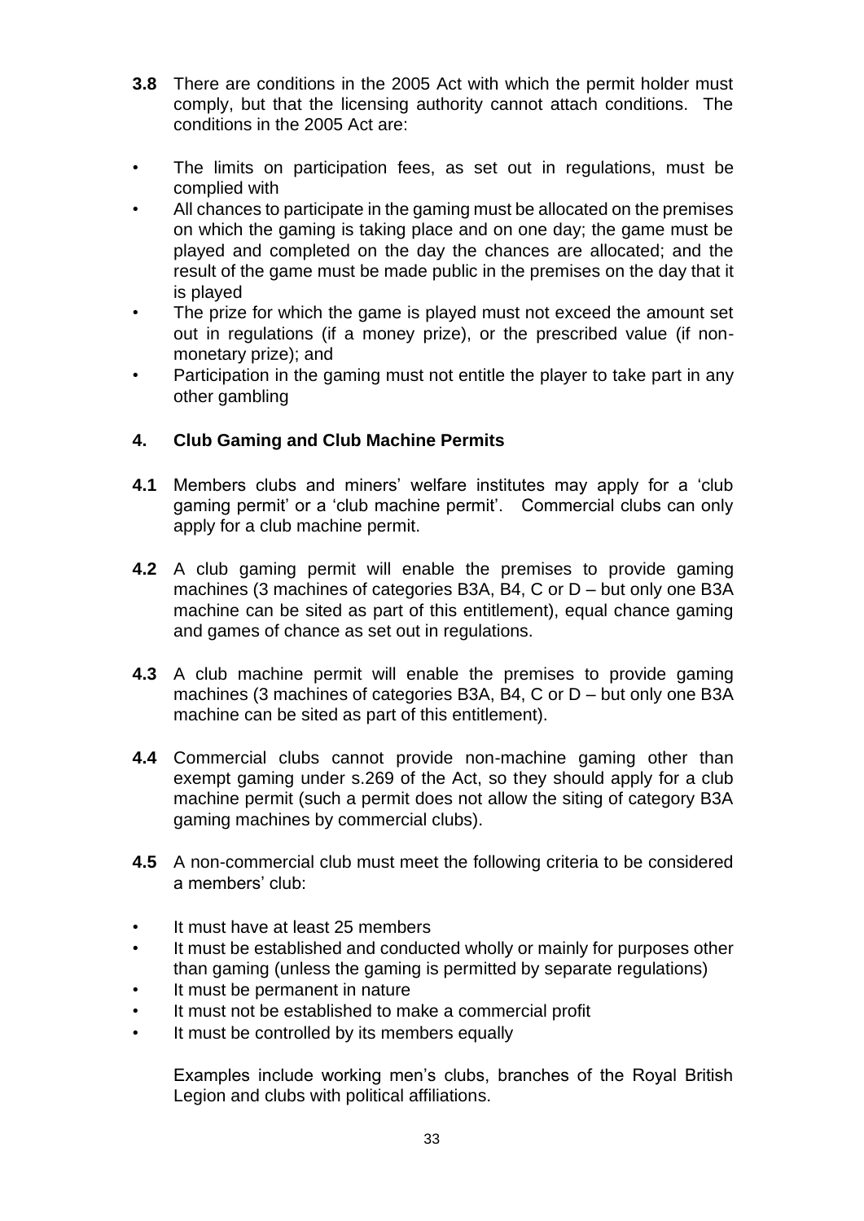**3.8** There are conditions in the 2005 Act with which the permit holder must comply, but that the licensing authority cannot attach conditions. The conditions in the 2005 Act are:

- The limits on participation fees, as set out in regulations, must be complied with
- All chances to participate in the gaming must be allocated on the premises on which the gaming is taking place and on one day; the game must be played and completed on the day the chances are allocated; and the result of the game must be made public in the premises on the day that it is played
- The prize for which the game is played must not exceed the amount set out in regulations (if a money prize), or the prescribed value (if non-monetary prize); and
- Participation in the gaming must not entitle the player to take part in any other gambling

## 4. Club Gaming and Club Machine Permits

**4.1** Members clubs and miners' welfare institutes may apply for a 'club gaming permit' or a 'club machine permit'. Commercial clubs can only apply for a club machine permit.

**4.2** A club gaming permit will enable the premises to provide gaming machines (3 machines of categories B3A, B4, C or D – but only one B3A machine can be sited as part of this entitlement), equal chance gaming and games of chance as set out in regulations.

**4.3** A club machine permit will enable the premises to provide gaming machines (3 machines of categories B3A, B4, C or D – but only one B3A machine can be sited as part of this entitlement).

**4.4** Commercial clubs cannot provide non-machine gaming other than exempt gaming under s.269 of the Act, so they should apply for a club machine permit (such a permit does not allow the siting of category B3A gaming machines by commercial clubs).

**4.5** A non-commercial club must meet the following criteria to be considered a members' club:

- It must have at least 25 members
- It must be established and conducted wholly or mainly for purposes other than gaming (unless the gaming is permitted by separate regulations)
- It must be permanent in nature
- It must not be established to make a commercial profit
- It must be controlled by its members equally

Examples include working men's clubs, branches of the Royal British Legion and clubs with political affiliations.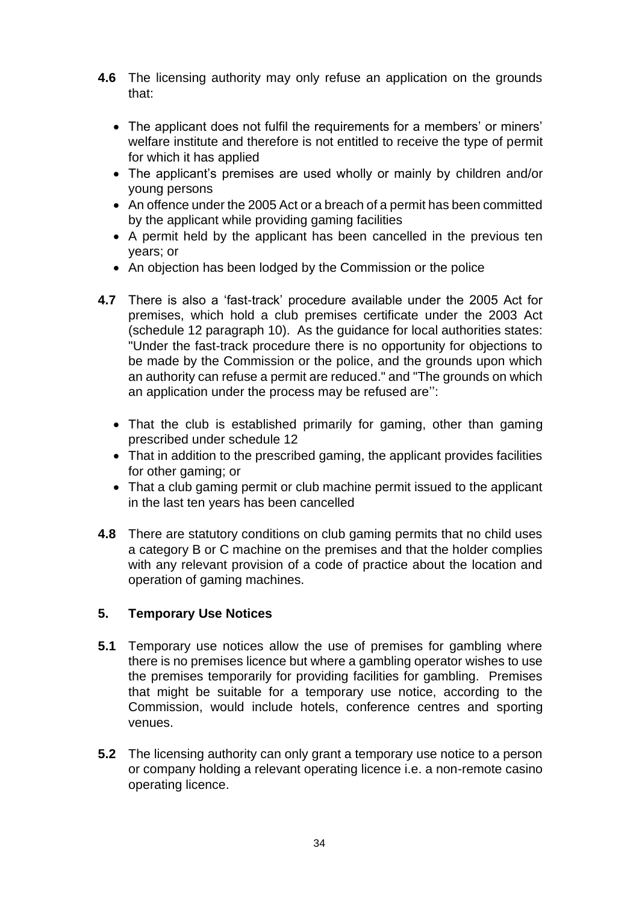**4.6** The licensing authority may only refuse an application on the grounds that:

- The applicant does not fulfil the requirements for a members' or miners' welfare institute and therefore is not entitled to receive the type of permit for which it has applied
- The applicant's premises are used wholly or mainly by children and/or young persons
- An offence under the 2005 Act or a breach of a permit has been committed by the applicant while providing gaming facilities
- A permit held by the applicant has been cancelled in the previous ten years; or
- An objection has been lodged by the Commission or the police

**4.7** There is also a 'fast-track' procedure available under the 2005 Act for premises, which hold a club premises certificate under the 2003 Act (schedule 12 paragraph 10). As the guidance for local authorities states: "Under the fast-track procedure there is no opportunity for objections to be made by the Commission or the police, and the grounds upon which an authority can refuse a permit are reduced." and "The grounds on which an application under the process may be refused are'':

- That the club is established primarily for gaming, other than gaming prescribed under schedule 12
- That in addition to the prescribed gaming, the applicant provides facilities for other gaming; or
- That a club gaming permit or club machine permit issued to the applicant in the last ten years has been cancelled

**4.8** There are statutory conditions on club gaming permits that no child uses a category B or C machine on the premises and that the holder complies with any relevant provision of a code of practice about the location and operation of gaming machines.

## 5. Temporary Use Notices

**5.1** Temporary use notices allow the use of premises for gambling where there is no premises licence but where a gambling operator wishes to use the premises temporarily for providing facilities for gambling. Premises that might be suitable for a temporary use notice, according to the Commission, would include hotels, conference centres and sporting venues.

**5.2** The licensing authority can only grant a temporary use notice to a person or company holding a relevant operating licence i.e. a non-remote casino operating licence.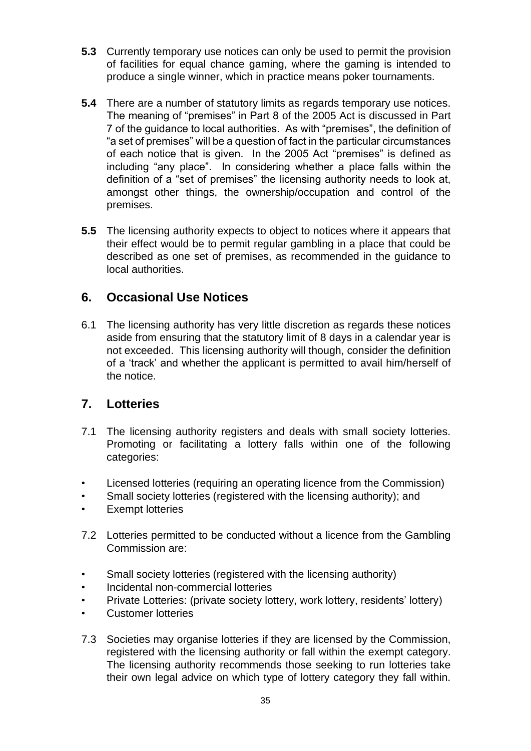**5.3** Currently temporary use notices can only be used to permit the provision of facilities for equal chance gaming, where the gaming is intended to produce a single winner, which in practice means poker tournaments.

**5.4** There are a number of statutory limits as regards temporary use notices. The meaning of "premises" in Part 8 of the 2005 Act is discussed in Part 7 of the guidance to local authorities. As with "premises", the definition of "a set of premises" will be a question of fact in the particular circumstances of each notice that is given. In the 2005 Act "premises" is defined as including "any place". In considering whether a place falls within the definition of a "set of premises" the licensing authority needs to look at, amongst other things, the ownership/occupation and control of the premises.

**5.5** The licensing authority expects to object to notices where it appears that their effect would be to permit regular gambling in a place that could be described as one set of premises, as recommended in the guidance to local authorities.

## 6. Occasional Use Notices

6.1 The licensing authority has very little discretion as regards these notices aside from ensuring that the statutory limit of 8 days in a calendar year is not exceeded. This licensing authority will though, consider the definition of a 'track' and whether the applicant is permitted to avail him/herself of the notice.

## 7. Lotteries

7.1 The licensing authority registers and deals with small society lotteries. Promoting or facilitating a lottery falls within one of the following categories:

- Licensed lotteries (requiring an operating licence from the Commission)
- Small society lotteries (registered with the licensing authority); and
- Exempt lotteries

7.2 Lotteries permitted to be conducted without a licence from the Gambling Commission are:

- Small society lotteries (registered with the licensing authority)
- Incidental non-commercial lotteries
- Private Lotteries: (private society lottery, work lottery, residents' lottery)
- Customer lotteries

7.3 Societies may organise lotteries if they are licensed by the Commission, registered with the licensing authority or fall within the exempt category. The licensing authority recommends those seeking to run lotteries take their own legal advice on which type of lottery category they fall within.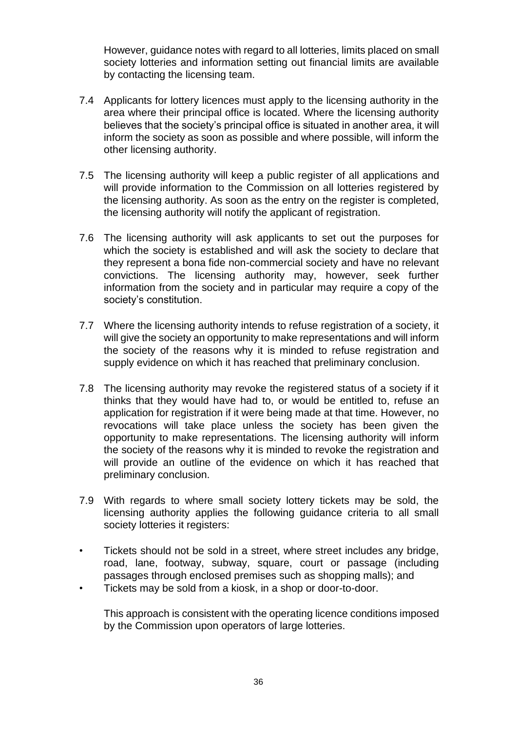However, guidance notes with regard to all lotteries, limits placed on small society lotteries and information setting out financial limits are available by contacting the licensing team.

7.4 Applicants for lottery licences must apply to the licensing authority in the area where their principal office is located. Where the licensing authority believes that the society's principal office is situated in another area, it will inform the society as soon as possible and where possible, will inform the other licensing authority.

7.5 The licensing authority will keep a public register of all applications and will provide information to the Commission on all lotteries registered by the licensing authority. As soon as the entry on the register is completed, the licensing authority will notify the applicant of registration.

7.6 The licensing authority will ask applicants to set out the purposes for which the society is established and will ask the society to declare that they represent a bona fide non-commercial society and have no relevant convictions. The licensing authority may, however, seek further information from the society and in particular may require a copy of the society's constitution.

7.7 Where the licensing authority intends to refuse registration of a society, it will give the society an opportunity to make representations and will inform the society of the reasons why it is minded to refuse registration and supply evidence on which it has reached that preliminary conclusion.

7.8 The licensing authority may revoke the registered status of a society if it thinks that they would have had to, or would be entitled to, refuse an application for registration if it were being made at that time. However, no revocations will take place unless the society has been given the opportunity to make representations. The licensing authority will inform the society of the reasons why it is minded to revoke the registration and will provide an outline of the evidence on which it has reached that preliminary conclusion.

7.9 With regards to where small society lottery tickets may be sold, the licensing authority applies the following guidance criteria to all small society lotteries it registers:

- Tickets should not be sold in a street, where street includes any bridge, road, lane, footway, subway, square, court or passage (including passages through enclosed premises such as shopping malls); and
- Tickets may be sold from a kiosk, in a shop or door-to-door.

This approach is consistent with the operating licence conditions imposed by the Commission upon operators of large lotteries.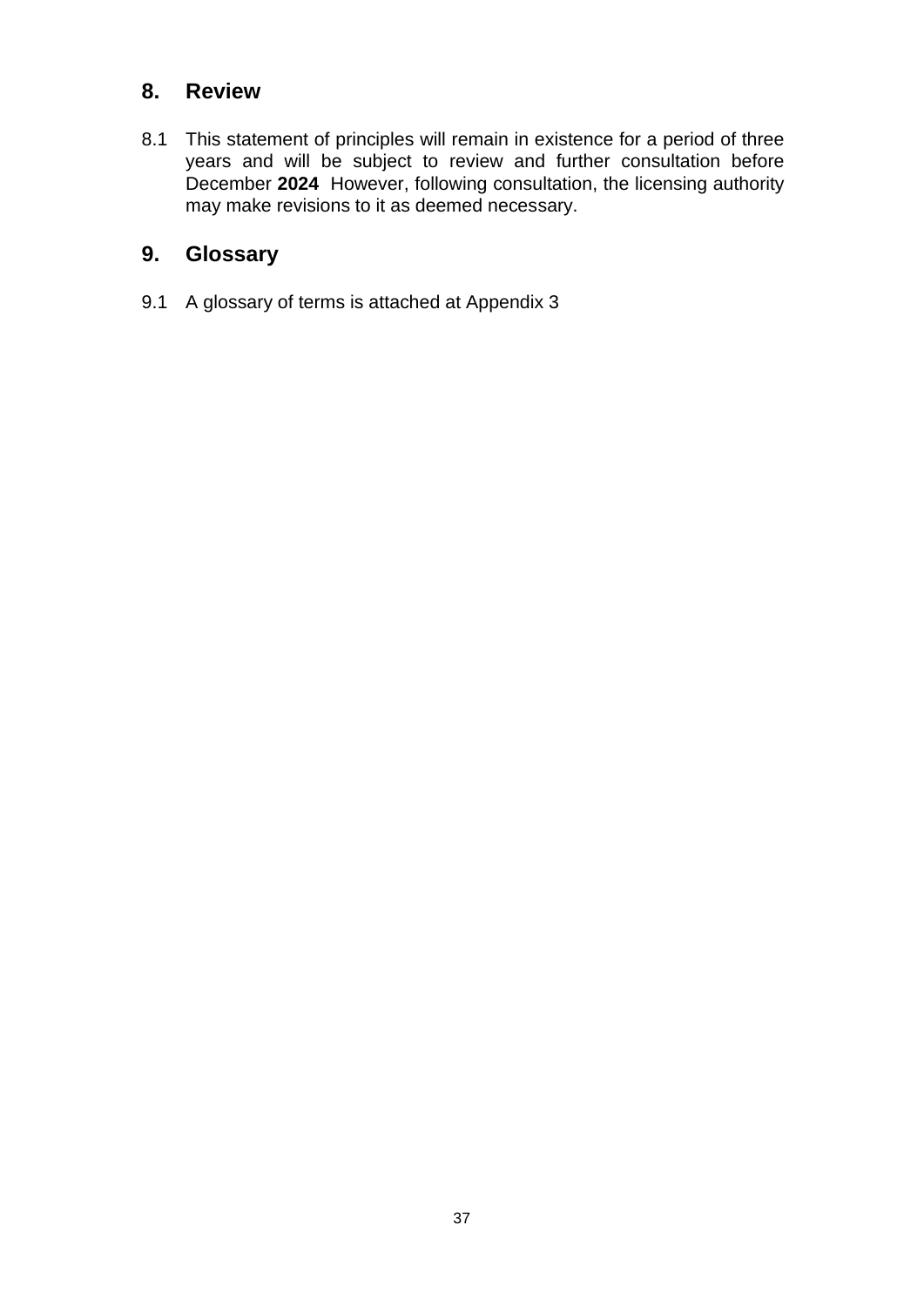## 8. Review

8.1 This statement of principles will remain in existence for a period of three years and will be subject to review and further consultation before December **2024** However, following consultation, the licensing authority may make revisions to it as deemed necessary.

## 9. Glossary

9.1 A glossary of terms is attached at Appendix 3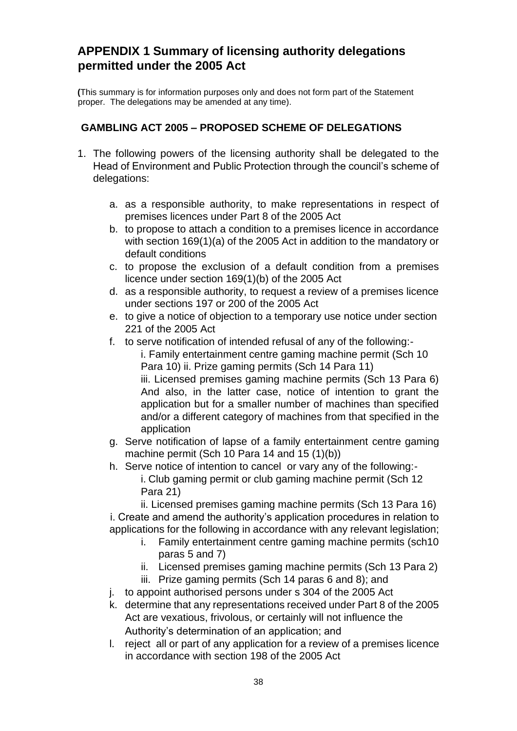## APPENDIX 1 Summary of licensing authority delegations permitted under the 2005 Act

(This summary is for information purposes only and does not form part of the Statement proper. The delegations may be amended at any time).

### GAMBLING ACT 2005 – PROPOSED SCHEME OF DELEGATIONS

1. The following powers of the licensing authority shall be delegated to the Head of Environment and Public Protection through the council's scheme of delegations:

   a. as a responsible authority, to make representations in respect of premises licences under Part 8 of the 2005 Act
   b. to propose to attach a condition to a premises licence in accordance with section 169(1)(a) of the 2005 Act in addition to the mandatory or default conditions
   c. to propose the exclusion of a default condition from a premises licence under section 169(1)(b) of the 2005 Act
   d. as a responsible authority, to request a review of a premises licence under sections 197 or 200 of the 2005 Act
   e. to give a notice of objection to a temporary use notice under section 221 of the 2005 Act
   f. to serve notification of intended refusal of any of the following:-
      i. Family entertainment centre gaming machine permit (Sch 10 Para 10) ii. Prize gaming permits (Sch 14 Para 11)
      iii. Licensed premises gaming machine permits (Sch 13 Para 6) And also, in the latter case, notice of intention to grant the application but for a smaller number of machines than specified and/or a different category of machines from that specified in the application
   g. Serve notification of lapse of a family entertainment centre gaming machine permit (Sch 10 Para 14 and 15 (1)(b))
   h. Serve notice of intention to cancel or vary any of the following:-
      i. Club gaming permit or club gaming machine permit (Sch 12 Para 21)
      ii. Licensed premises gaming machine permits (Sch 13 Para 16)
   i. Create and amend the authority's application procedures in relation to applications for the following in accordance with any relevant legislation;
      i. Family entertainment centre gaming machine permits (sch10 paras 5 and 7)
      ii. Licensed premises gaming machine permits (Sch 13 Para 2)
      iii. Prize gaming permits (Sch 14 paras 6 and 8); and
   j. to appoint authorised persons under s 304 of the 2005 Act
   k. determine that any representations received under Part 8 of the 2005 Act are vexatious, frivolous, or certainly will not influence the Authority's determination of an application; and
   l. reject all or part of any application for a review of a premises licence in accordance with section 198 of the 2005 Act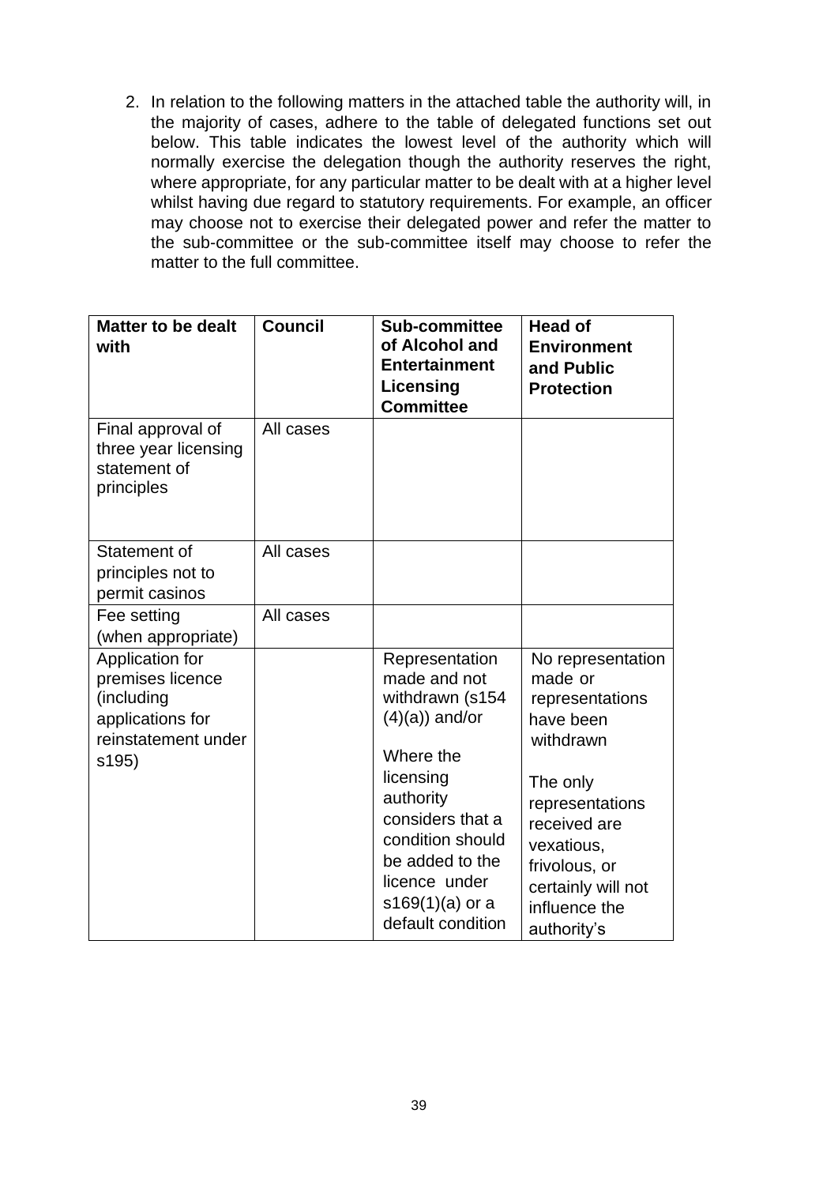2. In relation to the following matters in the attached table the authority will, in the majority of cases, adhere to the table of delegated functions set out below. This table indicates the lowest level of the authority which will normally exercise the delegation though the authority reserves the right, where appropriate, for any particular matter to be dealt with at a higher level whilst having due regard to statutory requirements. For example, an officer may choose not to exercise their delegated power and refer the matter to the sub-committee or the sub-committee itself may choose to refer the matter to the full committee.

| **Matter to be dealt with** | **Council** | **Sub-committee of Alcohol and Entertainment Licensing Committee** | **Head of Environment and Public Protection** |
|---|---|---|---|
| Final approval of three year licensing statement of principles | All cases | | |
| Statement of principles not to permit casinos | All cases | | |
| Fee setting (when appropriate) | All cases | | |
| Application for premises licence (including applications for reinstatement under s195) | | Representation made and not withdrawn (s154 (4)(a)) and/or<br><br>Where the licensing authority considers that a condition should be added to the licence under s169(1)(a) or a default condition | No representation made or representations have been withdrawn<br><br>The only representations received are vexatious, frivolous, or certainly will not influence the authority's |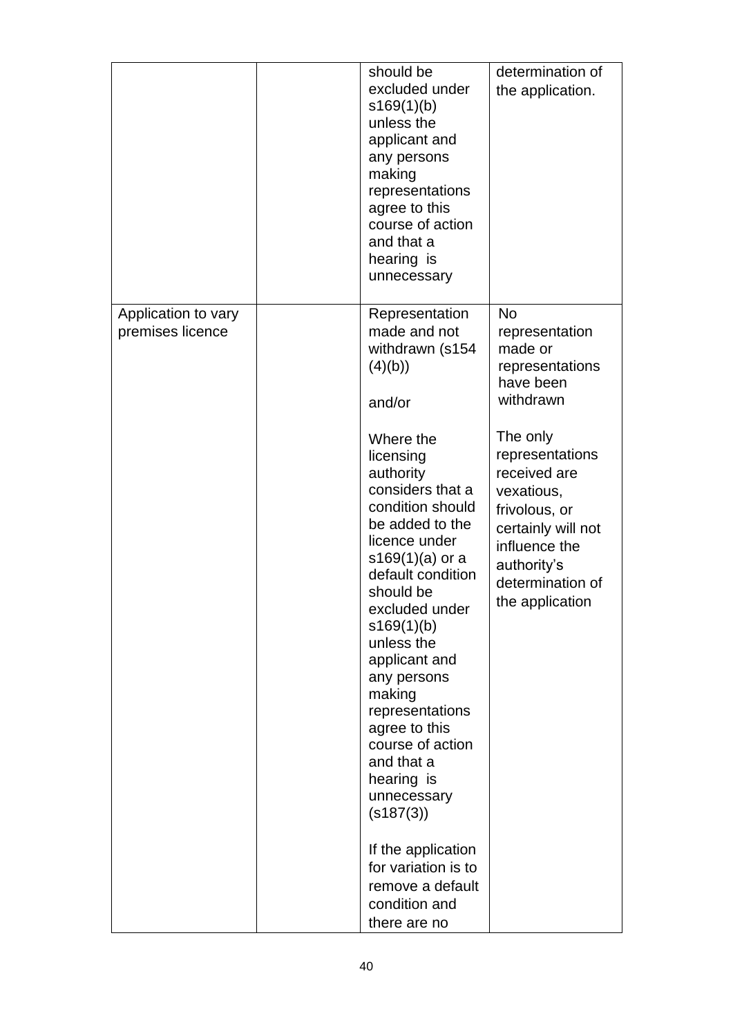| | | | |
|---|---|---|---|
| | | should be excluded under s169(1)(b) unless the applicant and any persons making representations agree to this course of action and that a hearing is unnecessary | determination of the application. |
| Application to vary premises licence | | Representation made and not withdrawn (s154 (4)(b))<br><br>and/or<br><br>Where the licensing authority considers that a condition should be added to the licence under s169(1)(a) or a default condition should be excluded under s169(1)(b) unless the applicant and any persons making representations agree to this course of action and that a hearing is unnecessary (s187(3))<br><br>If the application for variation is to remove a default condition and there are no | No representation made or representations have been withdrawn<br><br>The only representations received are vexatious, frivolous, or certainly will not influence the authority's determination of the application |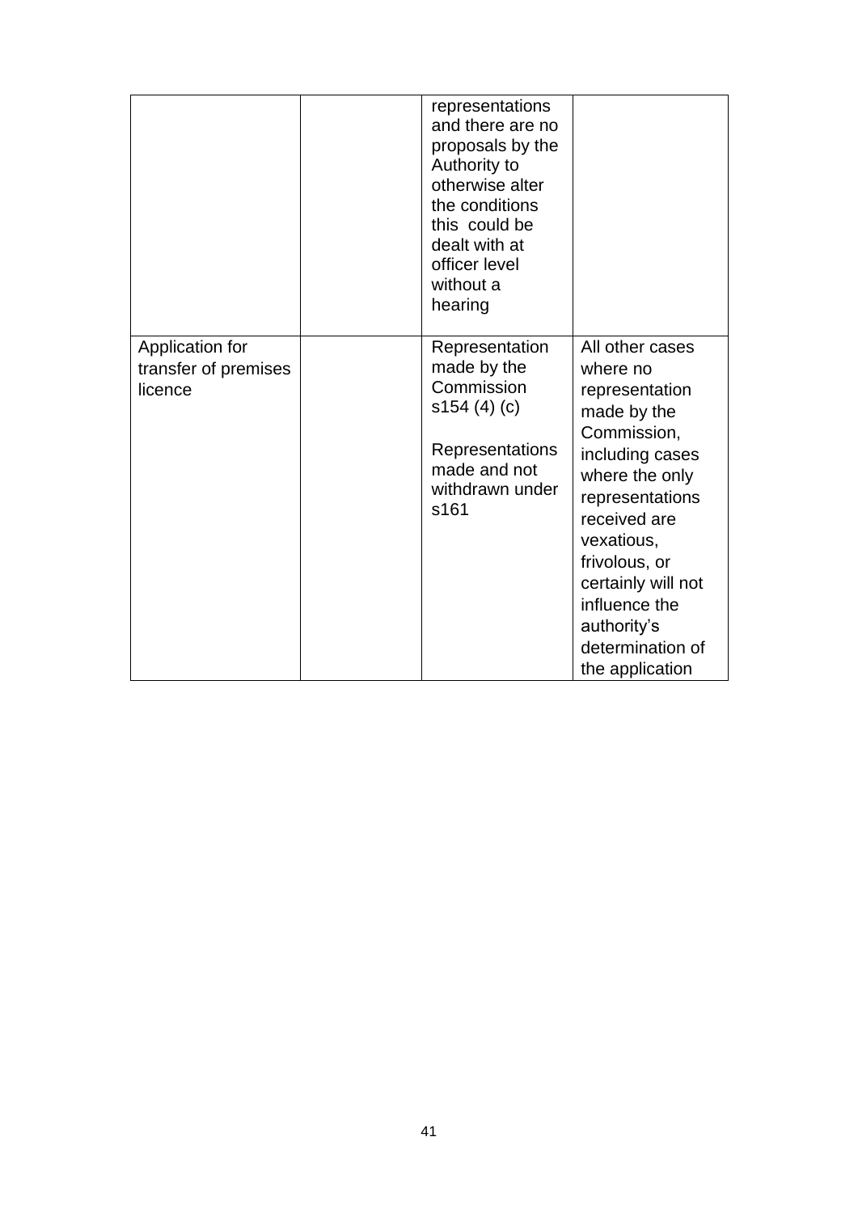| | | | |
|---|---|---|---|
| | | representations and there are no proposals by the Authority to otherwise alter the conditions this could be dealt with at officer level without a hearing | |
| Application for transfer of premises licence | | Representation made by the Commission s154 (4) (c)<br><br>Representations made and not withdrawn under s161 | All other cases where no representation made by the Commission, including cases where the only representations received are vexatious, frivolous, or certainly will not influence the authority's determination of the application |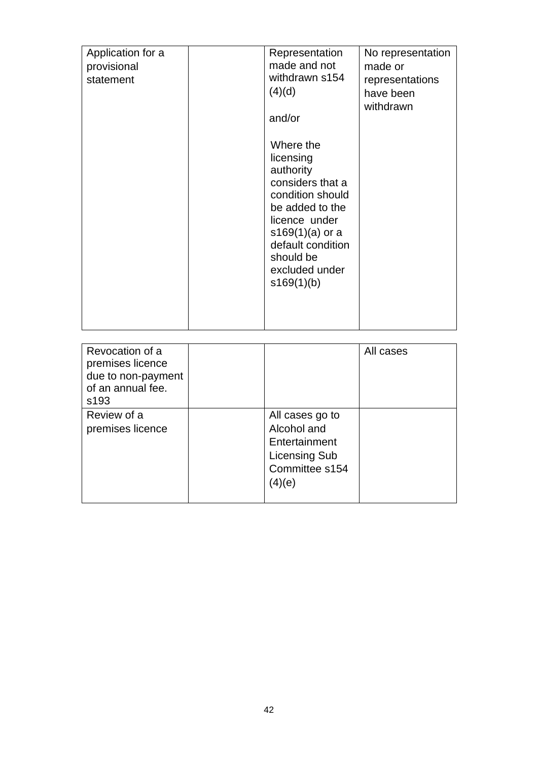| | | | |
|---|---|---|---|
| Application for a provisional statement | | Representation made and not withdrawn s154 (4)(d)<br><br>and/or<br><br>Where the licensing authority considers that a condition should be added to the licence under s169(1)(a) or a default condition should be excluded under s169(1)(b) | No representation made or representations have been withdrawn |

| | | | |
|---|---|---|---|
| Revocation of a premises licence due to non-payment of an annual fee. s193 | | | All cases |
| Review of a premises licence | | All cases go to Alcohol and Entertainment Licensing Sub Committee s154 (4)(e) | |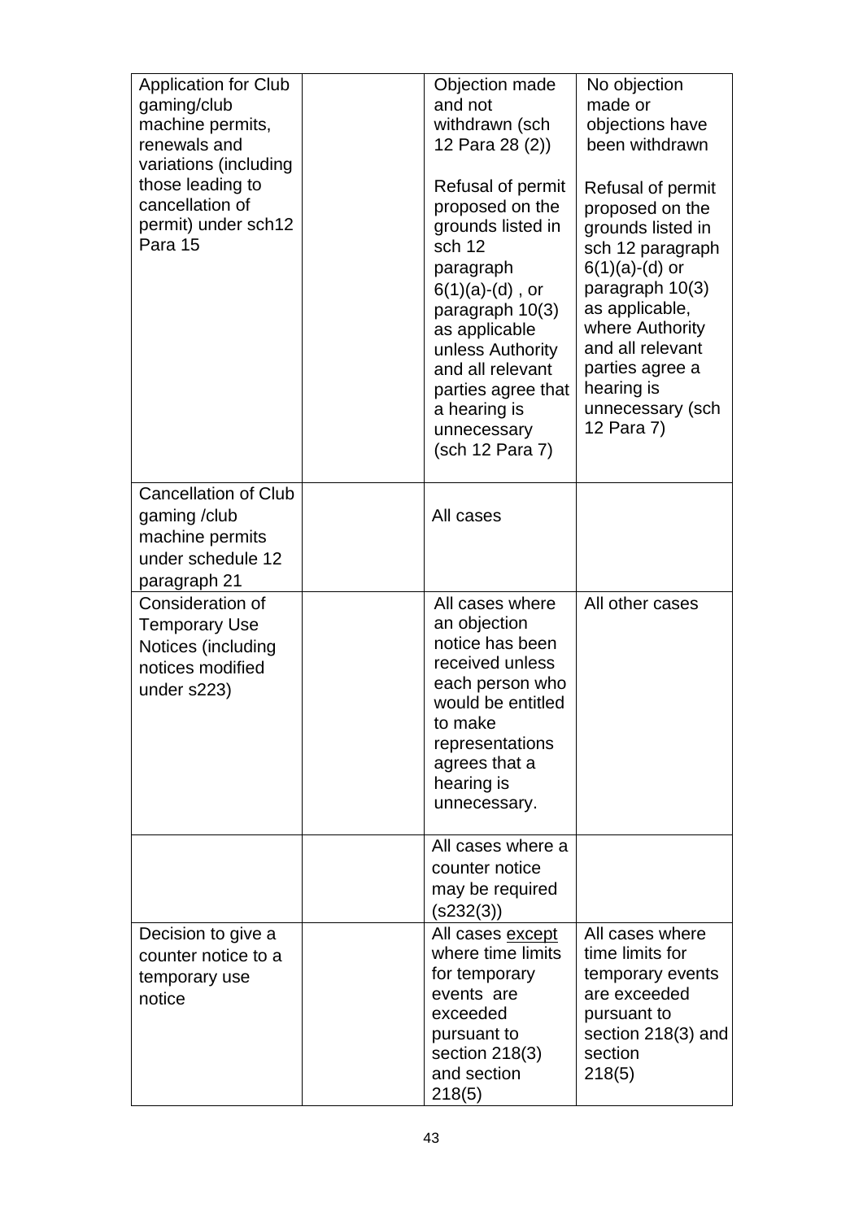| | | | |
|---|---|---|---|
| Application for Club gaming/club machine permits, renewals and variations (including those leading to cancellation of permit) under sch12 Para 15 | | Objection made and not withdrawn (sch 12 Para 28 (2))<br><br>Refusal of permit proposed on the grounds listed in sch 12 paragraph 6(1)(a)-(d) , or paragraph 10(3) as applicable unless Authority and all relevant parties agree that a hearing is unnecessary (sch 12 Para 7) | No objection made or objections have been withdrawn<br><br>Refusal of permit proposed on the grounds listed in sch 12 paragraph 6(1)(a)-(d) or paragraph 10(3) as applicable, where Authority and all relevant parties agree a hearing is unnecessary (sch 12 Para 7) |
| Cancellation of Club gaming /club machine permits under schedule 12 paragraph 21 | | All cases | |
| Consideration of Temporary Use Notices (including notices modified under s223) | | All cases where an objection notice has been received unless each person who would be entitled to make representations agrees that a hearing is unnecessary. | All other cases |
| | | All cases where a counter notice may be required (s232(3)) | |
| Decision to give a counter notice to a temporary use notice | | All cases <u>except</u> where time limits for temporary events are exceeded pursuant to section 218(3) and section 218(5) | All cases where time limits for temporary events are exceeded pursuant to section 218(3) and section 218(5) |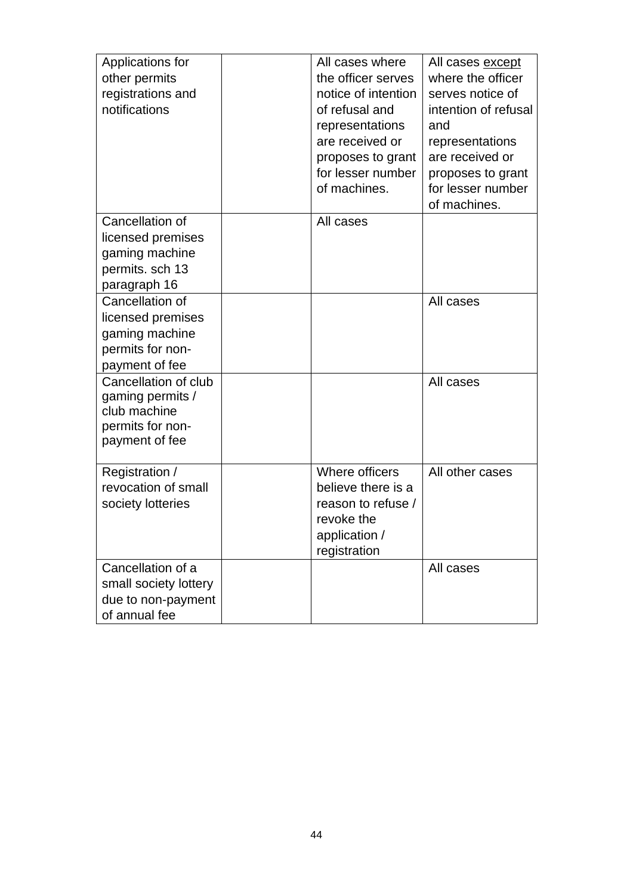| | | | |
|---|---|---|---|
| Applications for other permits registrations and notifications | | All cases where the officer serves notice of intention of refusal and representations are received or proposes to grant for lesser number of machines. | All cases except where the officer serves notice of intention of refusal and representations are received or proposes to grant for lesser number of machines. |
| Cancellation of licensed premises gaming machine permits. sch 13 paragraph 16 | | All cases | |
| Cancellation of licensed premises gaming machine permits for non-payment of fee | | | All cases |
| Cancellation of club gaming permits / club machine permits for non-payment of fee | | | All cases |
| Registration / revocation of small society lotteries | | Where officers believe there is a reason to refuse / revoke the application / registration | All other cases |
| Cancellation of a small society lottery due to non-payment of annual fee | | | All cases |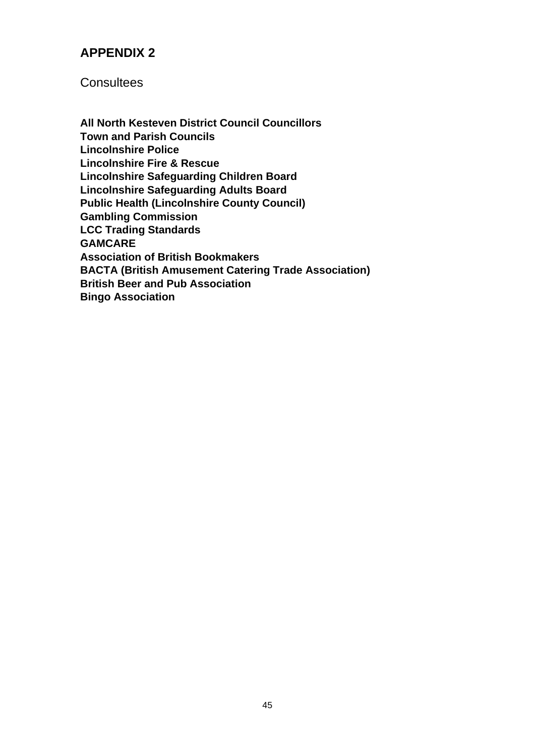## APPENDIX 2

Consultees

**All North Kesteven District Council Councillors**
**Town and Parish Councils**
**Lincolnshire Police**
**Lincolnshire Fire & Rescue**
**Lincolnshire Safeguarding Children Board**
**Lincolnshire Safeguarding Adults Board**
**Public Health (Lincolnshire County Council)**
**Gambling Commission**
**LCC Trading Standards**
**GAMCARE**
**Association of British Bookmakers**
**BACTA (British Amusement Catering Trade Association)**
**British Beer and Pub Association**
**Bingo Association**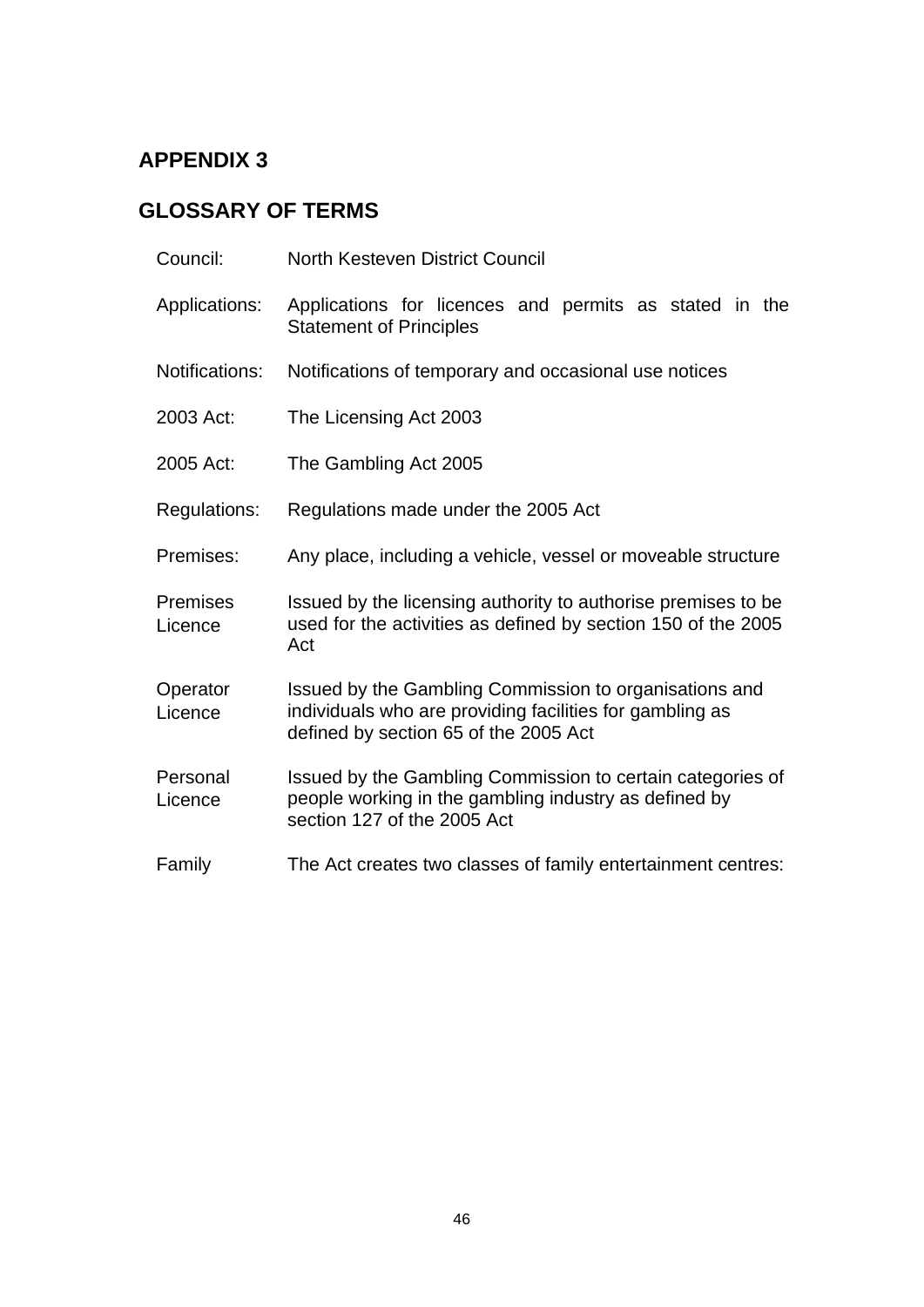# APPENDIX 3

## GLOSSARY OF TERMS

| | |
|---|---|
| Council: | North Kesteven District Council |
| Applications: | Applications for licences and permits as stated in the Statement of Principles |
| Notifications: | Notifications of temporary and occasional use notices |
| 2003 Act: | The Licensing Act 2003 |
| 2005 Act: | The Gambling Act 2005 |
| Regulations: | Regulations made under the 2005 Act |
| Premises: | Any place, including a vehicle, vessel or moveable structure |
| Premises Licence | Issued by the licensing authority to authorise premises to be used for the activities as defined by section 150 of the 2005 Act |
| Operator Licence | Issued by the Gambling Commission to organisations and individuals who are providing facilities for gambling as defined by section 65 of the 2005 Act |
| Personal Licence | Issued by the Gambling Commission to certain categories of people working in the gambling industry as defined by section 127 of the 2005 Act |
| Family | The Act creates two classes of family entertainment centres: |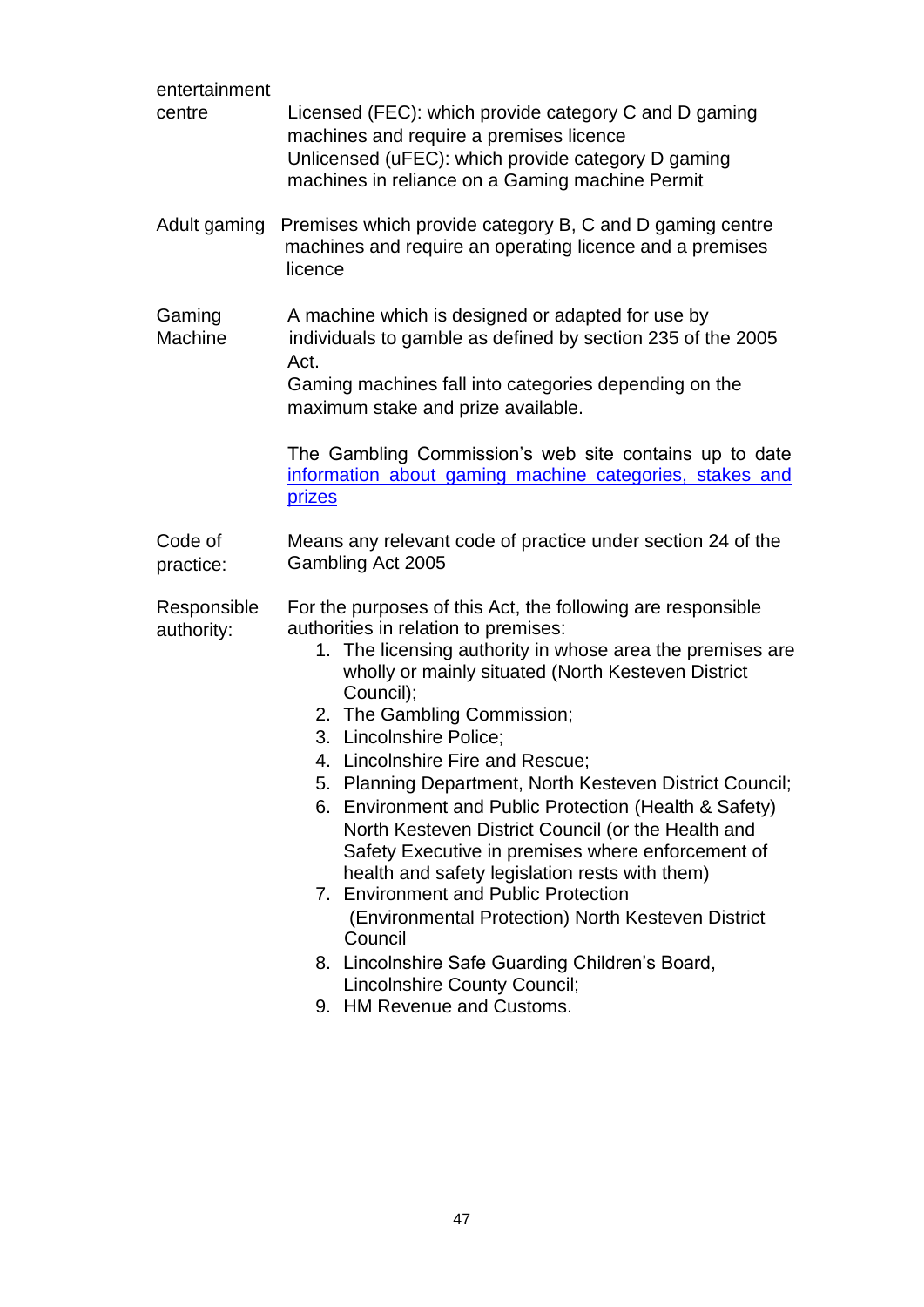| | |
|---|---|
| entertainment centre | Licensed (FEC): which provide category C and D gaming machines and require a premises licence<br>Unlicensed (uFEC): which provide category D gaming machines in reliance on a Gaming machine Permit |
| Adult gaming | Premises which provide category B, C and D gaming centre machines and require an operating licence and a premises licence |
| Gaming Machine | A machine which is designed or adapted for use by individuals to gamble as defined by section 235 of the 2005 Act.<br>Gaming machines fall into categories depending on the maximum stake and prize available.<br><br>The Gambling Commission's web site contains up to date [information about gaming machine categories, stakes and prizes]() |
| Code of practice: | Means any relevant code of practice under section 24 of the Gambling Act 2005 |
| Responsible authority: | For the purposes of this Act, the following are responsible authorities in relation to premises:<br>1. The licensing authority in whose area the premises are wholly or mainly situated (North Kesteven District Council);<br>2. The Gambling Commission;<br>3. Lincolnshire Police;<br>4. Lincolnshire Fire and Rescue;<br>5. Planning Department, North Kesteven District Council;<br>6. Environment and Public Protection (Health & Safety) North Kesteven District Council (or the Health and Safety Executive in premises where enforcement of health and safety legislation rests with them)<br>7. Environment and Public Protection (Environmental Protection) North Kesteven District Council<br>8. Lincolnshire Safe Guarding Children's Board, Lincolnshire County Council;<br>9. HM Revenue and Customs. |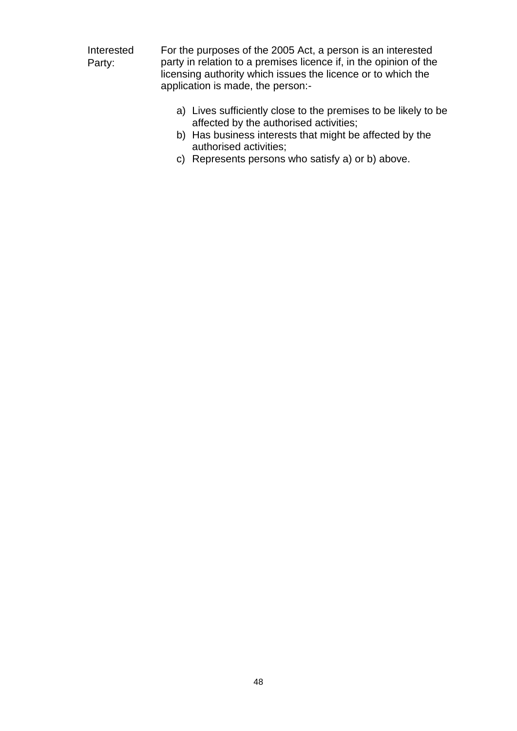| | |
|---|---|
| Interested Party: | For the purposes of the 2005 Act, a person is an interested party in relation to a premises licence if, in the opinion of the licensing authority which issues the licence or to which the application is made, the person:- <br><br> a) Lives sufficiently close to the premises to be likely to be affected by the authorised activities; <br> b) Has business interests that might be affected by the authorised activities; <br> c) Represents persons who satisfy a) or b) above. |